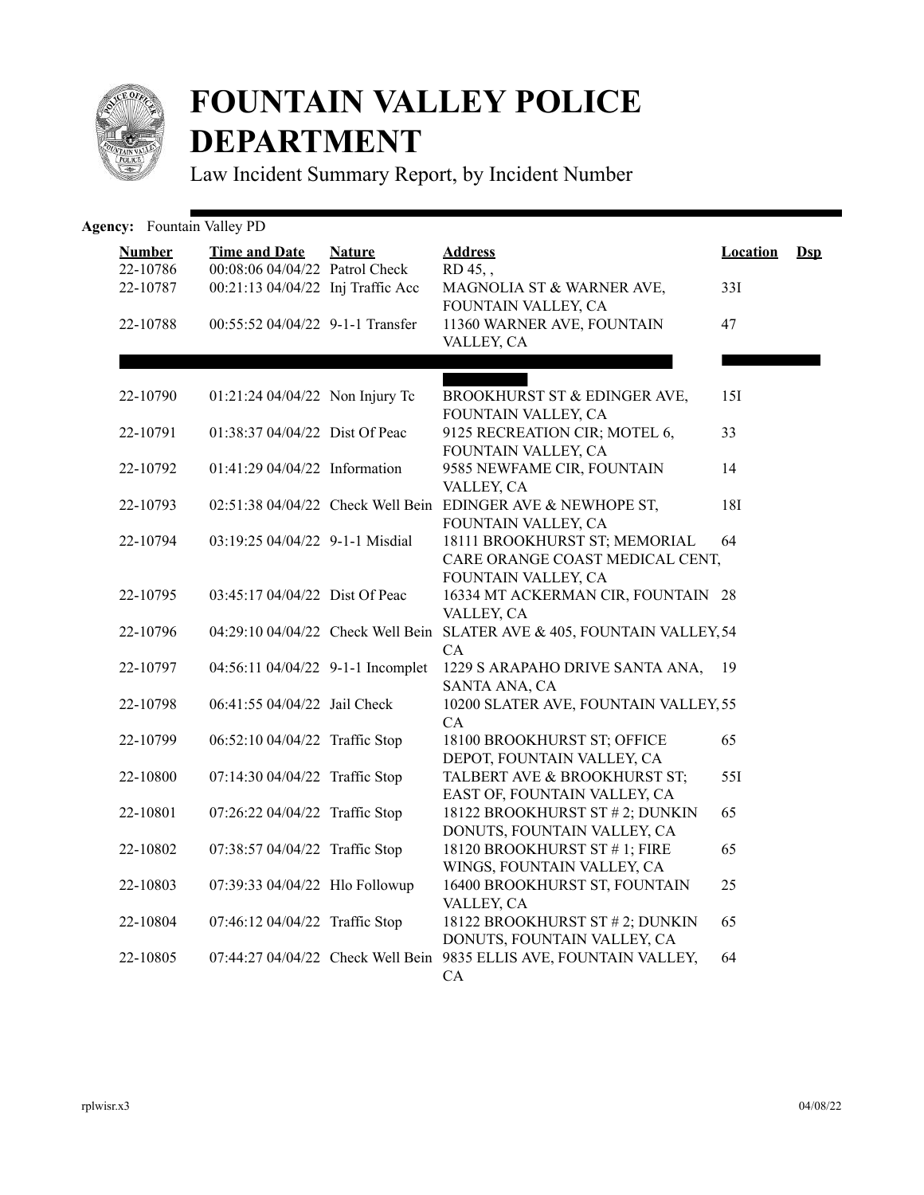# FOUNTAIN VALLEY POLICE DEPARTMENT

Law Incident Summary Report, by Incident Number

**Agency:** Fountain Valley PD

| Number | Time and Date | Nature | Address | Location | Dsp |
|---|---|---|---|---|---|
| 22-10786 | 00:08:06 04/04/22 | Patrol Check | RD 45, , | | |
| 22-10787 | 00:21:13 04/04/22 | Inj Traffic Acc | MAGNOLIA ST & WARNER AVE, FOUNTAIN VALLEY, CA | 33I | |
| 22-10788 | 00:55:52 04/04/22 | 9-1-1 Transfer | 11360 WARNER AVE, FOUNTAIN VALLEY, CA | 47 | |
| 22-10790 | 01:21:24 04/04/22 | Non Injury Tc | BROOKHURST ST & EDINGER AVE, FOUNTAIN VALLEY, CA | 15I | |
| 22-10791 | 01:38:37 04/04/22 | Dist Of Peac | 9125 RECREATION CIR; MOTEL 6, FOUNTAIN VALLEY, CA | 33 | |
| 22-10792 | 01:41:29 04/04/22 | Information | 9585 NEWFAME CIR, FOUNTAIN VALLEY, CA | 14 | |
| 22-10793 | 02:51:38 04/04/22 | Check Well Bein | EDINGER AVE & NEWHOPE ST, FOUNTAIN VALLEY, CA | 18I | |
| 22-10794 | 03:19:25 04/04/22 | 9-1-1 Misdial | 18111 BROOKHURST ST; MEMORIAL CARE ORANGE COAST MEDICAL CENT, FOUNTAIN VALLEY, CA | 64 | |
| 22-10795 | 03:45:17 04/04/22 | Dist Of Peac | 16334 MT ACKERMAN CIR, FOUNTAIN VALLEY, CA | 28 | |
| 22-10796 | 04:29:10 04/04/22 | Check Well Bein | SLATER AVE & 405, FOUNTAIN VALLEY, CA | 54 | |
| 22-10797 | 04:56:11 04/04/22 | 9-1-1 Incomplet | 1229 S ARAPAHO DRIVE SANTA ANA, SANTA ANA, CA | 19 | |
| 22-10798 | 06:41:55 04/04/22 | Jail Check | 10200 SLATER AVE, FOUNTAIN VALLEY, CA | 55 | |
| 22-10799 | 06:52:10 04/04/22 | Traffic Stop | 18100 BROOKHURST ST; OFFICE DEPOT, FOUNTAIN VALLEY, CA | 65 | |
| 22-10800 | 07:14:30 04/04/22 | Traffic Stop | TALBERT AVE & BROOKHURST ST; EAST OF, FOUNTAIN VALLEY, CA | 55I | |
| 22-10801 | 07:26:22 04/04/22 | Traffic Stop | 18122 BROOKHURST ST # 2; DUNKIN DONUTS, FOUNTAIN VALLEY, CA | 65 | |
| 22-10802 | 07:38:57 04/04/22 | Traffic Stop | 18120 BROOKHURST ST # 1; FIRE WINGS, FOUNTAIN VALLEY, CA | 65 | |
| 22-10803 | 07:39:33 04/04/22 | Hlo Followup | 16400 BROOKHURST ST, FOUNTAIN VALLEY, CA | 25 | |
| 22-10804 | 07:46:12 04/04/22 | Traffic Stop | 18122 BROOKHURST ST # 2; DUNKIN DONUTS, FOUNTAIN VALLEY, CA | 65 | |
| 22-10805 | 07:44:27 04/04/22 | Check Well Bein | 9835 ELLIS AVE, FOUNTAIN VALLEY, CA | 64 | |

rplwisr.x3 04/08/22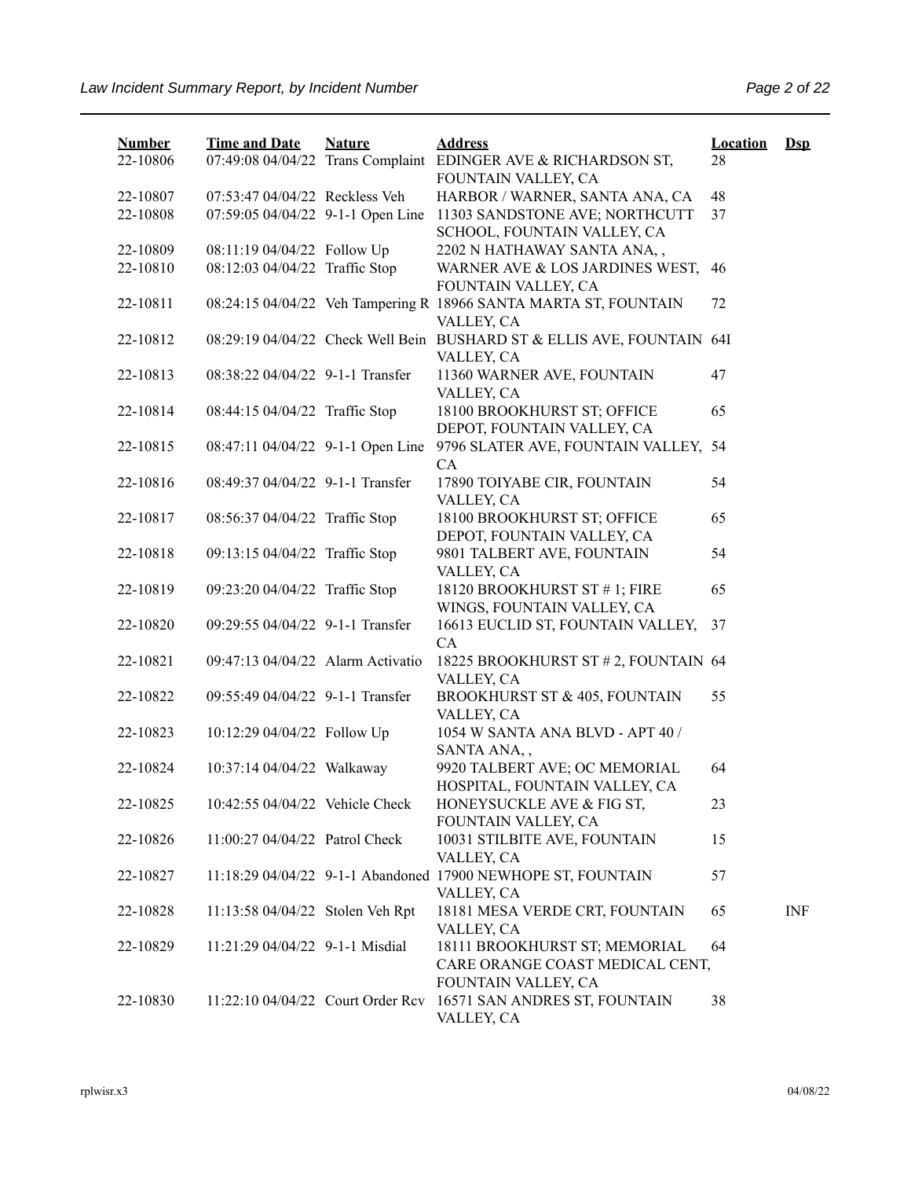| Number | Time and Date | Nature | Address | Location | Dsp |
|---|---|---|---|---|---|
| 22-10806 | 07:49:08 04/04/22 | Trans Complaint | EDINGER AVE & RICHARDSON ST, FOUNTAIN VALLEY, CA | 28 | |
| 22-10807 | 07:53:47 04/04/22 | Reckless Veh | HARBOR / WARNER, SANTA ANA, CA | 48 | |
| 22-10808 | 07:59:05 04/04/22 | 9-1-1 Open Line | 11303 SANDSTONE AVE; NORTHCUTT SCHOOL, FOUNTAIN VALLEY, CA | 37 | |
| 22-10809 | 08:11:19 04/04/22 | Follow Up | 2202 N HATHAWAY SANTA ANA, , | | |
| 22-10810 | 08:12:03 04/04/22 | Traffic Stop | WARNER AVE & LOS JARDINES WEST, FOUNTAIN VALLEY, CA | 46 | |
| 22-10811 | 08:24:15 04/04/22 | Veh Tampering R | 18966 SANTA MARTA ST, FOUNTAIN VALLEY, CA | 72 | |
| 22-10812 | 08:29:19 04/04/22 | Check Well Bein | BUSHARD ST & ELLIS AVE, FOUNTAIN VALLEY, CA | 64I | |
| 22-10813 | 08:38:22 04/04/22 | 9-1-1 Transfer | 11360 WARNER AVE, FOUNTAIN VALLEY, CA | 47 | |
| 22-10814 | 08:44:15 04/04/22 | Traffic Stop | 18100 BROOKHURST ST; OFFICE DEPOT, FOUNTAIN VALLEY, CA | 65 | |
| 22-10815 | 08:47:11 04/04/22 | 9-1-1 Open Line | 9796 SLATER AVE, FOUNTAIN VALLEY, CA | 54 | |
| 22-10816 | 08:49:37 04/04/22 | 9-1-1 Transfer | 17890 TOIYABE CIR, FOUNTAIN VALLEY, CA | 54 | |
| 22-10817 | 08:56:37 04/04/22 | Traffic Stop | 18100 BROOKHURST ST; OFFICE DEPOT, FOUNTAIN VALLEY, CA | 65 | |
| 22-10818 | 09:13:15 04/04/22 | Traffic Stop | 9801 TALBERT AVE, FOUNTAIN VALLEY, CA | 54 | |
| 22-10819 | 09:23:20 04/04/22 | Traffic Stop | 18120 BROOKHURST ST # 1; FIRE WINGS, FOUNTAIN VALLEY, CA | 65 | |
| 22-10820 | 09:29:55 04/04/22 | 9-1-1 Transfer | 16613 EUCLID ST, FOUNTAIN VALLEY, CA | 37 | |
| 22-10821 | 09:47:13 04/04/22 | Alarm Activatio | 18225 BROOKHURST ST # 2, FOUNTAIN VALLEY, CA | 64 | |
| 22-10822 | 09:55:49 04/04/22 | 9-1-1 Transfer | BROOKHURST ST & 405, FOUNTAIN VALLEY, CA | 55 | |
| 22-10823 | 10:12:29 04/04/22 | Follow Up | 1054 W SANTA ANA BLVD - APT 40 / SANTA ANA, , | | |
| 22-10824 | 10:37:14 04/04/22 | Walkaway | 9920 TALBERT AVE; OC MEMORIAL HOSPITAL, FOUNTAIN VALLEY, CA | 64 | |
| 22-10825 | 10:42:55 04/04/22 | Vehicle Check | HONEYSUCKLE AVE & FIG ST, FOUNTAIN VALLEY, CA | 23 | |
| 22-10826 | 11:00:27 04/04/22 | Patrol Check | 10031 STILBITE AVE, FOUNTAIN VALLEY, CA | 15 | |
| 22-10827 | 11:18:29 04/04/22 | 9-1-1 Abandoned | 17900 NEWHOPE ST, FOUNTAIN VALLEY, CA | 57 | |
| 22-10828 | 11:13:58 04/04/22 | Stolen Veh Rpt | 18181 MESA VERDE CRT, FOUNTAIN VALLEY, CA | 65 | INF |
| 22-10829 | 11:21:29 04/04/22 | 9-1-1 Misdial | 18111 BROOKHURST ST; MEMORIAL CARE ORANGE COAST MEDICAL CENT, FOUNTAIN VALLEY, CA | 64 | |
| 22-10830 | 11:22:10 04/04/22 | Court Order Rcv | 16571 SAN ANDRES ST, FOUNTAIN VALLEY, CA | 38 | |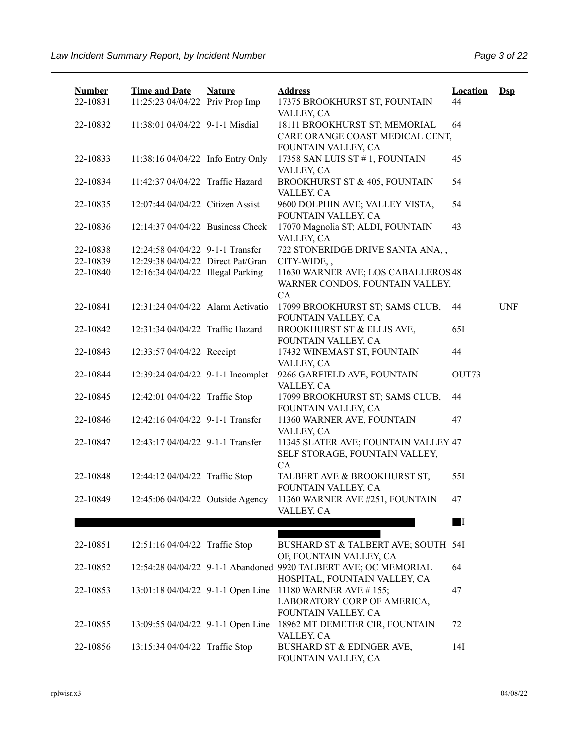| Number | Time and Date | Nature | Address | Location | Dsp |
| --- | --- | --- | --- | --- | --- |
| 22-10831 | 11:25:23 04/04/22 | Priv Prop Imp | 17375 BROOKHURST ST, FOUNTAIN VALLEY, CA | 44 | |
| 22-10832 | 11:38:01 04/04/22 | 9-1-1 Misdial | 18111 BROOKHURST ST; MEMORIAL CARE ORANGE COAST MEDICAL CENT, FOUNTAIN VALLEY, CA | 64 | |
| 22-10833 | 11:38:16 04/04/22 | Info Entry Only | 17358 SAN LUIS ST # 1, FOUNTAIN VALLEY, CA | 45 | |
| 22-10834 | 11:42:37 04/04/22 | Traffic Hazard | BROOKHURST ST & 405, FOUNTAIN VALLEY, CA | 54 | |
| 22-10835 | 12:07:44 04/04/22 | Citizen Assist | 9600 DOLPHIN AVE; VALLEY VISTA, FOUNTAIN VALLEY, CA | 54 | |
| 22-10836 | 12:14:37 04/04/22 | Business Check | 17070 Magnolia ST; ALDI, FOUNTAIN VALLEY, CA | 43 | |
| 22-10838 | 12:24:58 04/04/22 | 9-1-1 Transfer | 722 STONERIDGE DRIVE SANTA ANA, , | | |
| 22-10839 | 12:29:38 04/04/22 | Direct Pat/Gran | CITY-WIDE, , | | |
| 22-10840 | 12:16:34 04/04/22 | Illegal Parking | 11630 WARNER AVE; LOS CABALLEROS WARNER CONDOS, FOUNTAIN VALLEY, CA | 48 | |
| 22-10841 | 12:31:24 04/04/22 | Alarm Activatio | 17099 BROOKHURST ST; SAMS CLUB, FOUNTAIN VALLEY, CA | 44 | UNF |
| 22-10842 | 12:31:34 04/04/22 | Traffic Hazard | BROOKHURST ST & ELLIS AVE, FOUNTAIN VALLEY, CA | 65I | |
| 22-10843 | 12:33:57 04/04/22 | Receipt | 17432 WINEMAST ST, FOUNTAIN VALLEY, CA | 44 | |
| 22-10844 | 12:39:24 04/04/22 | 9-1-1 Incomplet | 9266 GARFIELD AVE, FOUNTAIN VALLEY, CA | OUT73 | |
| 22-10845 | 12:42:01 04/04/22 | Traffic Stop | 17099 BROOKHURST ST; SAMS CLUB, FOUNTAIN VALLEY, CA | 44 | |
| 22-10846 | 12:42:16 04/04/22 | 9-1-1 Transfer | 11360 WARNER AVE, FOUNTAIN VALLEY, CA | 47 | |
| 22-10847 | 12:43:17 04/04/22 | 9-1-1 Transfer | 11345 SLATER AVE; FOUNTAIN VALLEY SELF STORAGE, FOUNTAIN VALLEY, CA | 47 | |
| 22-10848 | 12:44:12 04/04/22 | Traffic Stop | TALBERT AVE & BROOKHURST ST, FOUNTAIN VALLEY, CA | 55I | |
| 22-10849 | 12:45:06 04/04/22 | Outside Agency | 11360 WARNER AVE #251, FOUNTAIN VALLEY, CA | 47 | |
| [REDACTED] | | | [REDACTED] | I | |
| 22-10851 | 12:51:16 04/04/22 | Traffic Stop | BUSHARD ST & TALBERT AVE; SOUTH OF, FOUNTAIN VALLEY, CA | 54I | |
| 22-10852 | 12:54:28 04/04/22 | 9-1-1 Abandoned | 9920 TALBERT AVE; OC MEMORIAL HOSPITAL, FOUNTAIN VALLEY, CA | 64 | |
| 22-10853 | 13:01:18 04/04/22 | 9-1-1 Open Line | 11180 WARNER AVE # 155; LABORATORY CORP OF AMERICA, FOUNTAIN VALLEY, CA | 47 | |
| 22-10855 | 13:09:55 04/04/22 | 9-1-1 Open Line | 18962 MT DEMETER CIR, FOUNTAIN VALLEY, CA | 72 | |
| 22-10856 | 13:15:34 04/04/22 | Traffic Stop | BUSHARD ST & EDINGER AVE, FOUNTAIN VALLEY, CA | 14I | |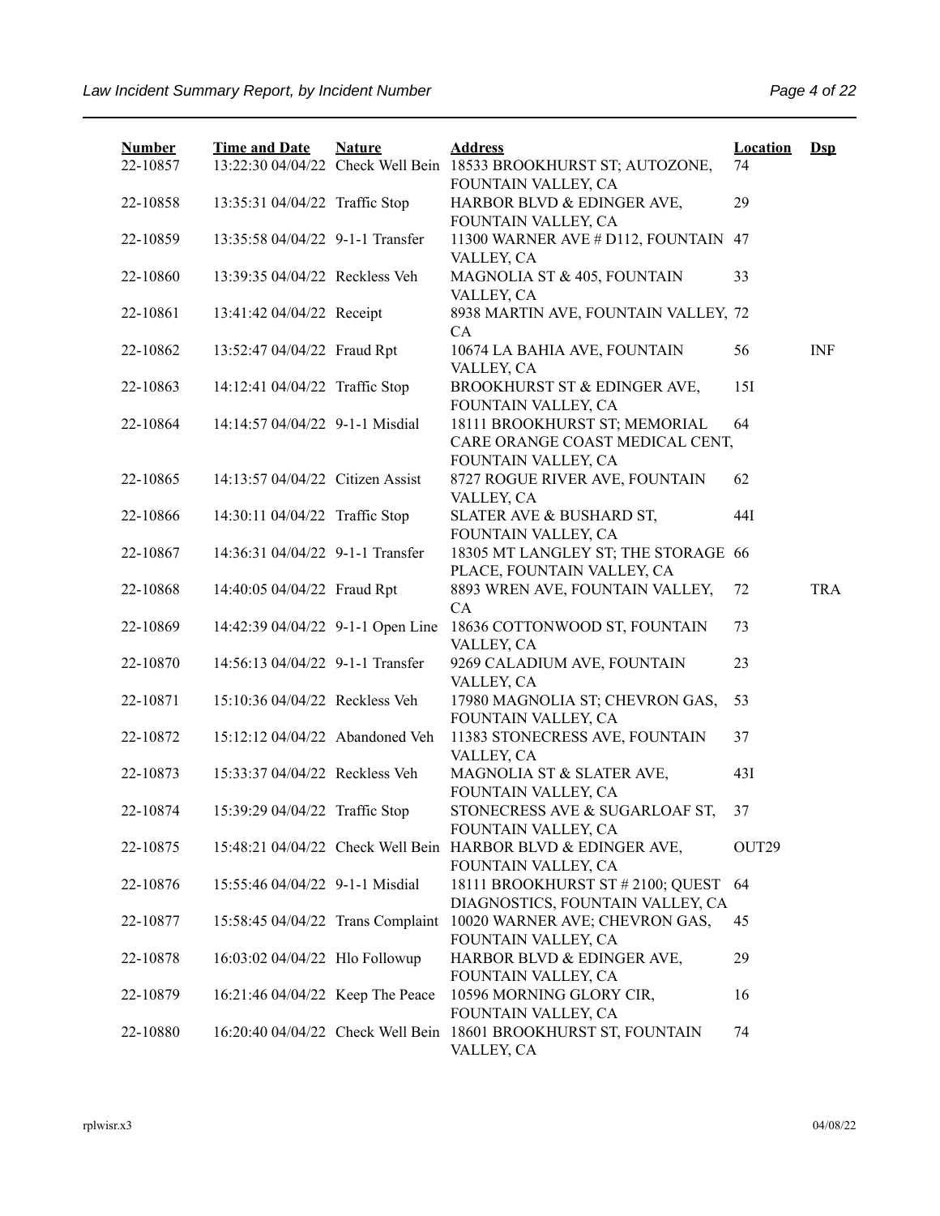| Number | Time and Date | Nature | Address | Location | Dsp |
|---|---|---|---|---|---|
| 22-10857 | 13:22:30 04/04/22 | Check Well Bein | 18533 BROOKHURST ST; AUTOZONE, FOUNTAIN VALLEY, CA | 74 | |
| 22-10858 | 13:35:31 04/04/22 | Traffic Stop | HARBOR BLVD & EDINGER AVE, FOUNTAIN VALLEY, CA | 29 | |
| 22-10859 | 13:35:58 04/04/22 | 9-1-1 Transfer | 11300 WARNER AVE # D112, FOUNTAIN VALLEY, CA | 47 | |
| 22-10860 | 13:39:35 04/04/22 | Reckless Veh | MAGNOLIA ST & 405, FOUNTAIN VALLEY, CA | 33 | |
| 22-10861 | 13:41:42 04/04/22 | Receipt | 8938 MARTIN AVE, FOUNTAIN VALLEY, CA | 72 | |
| 22-10862 | 13:52:47 04/04/22 | Fraud Rpt | 10674 LA BAHIA AVE, FOUNTAIN VALLEY, CA | 56 | INF |
| 22-10863 | 14:12:41 04/04/22 | Traffic Stop | BROOKHURST ST & EDINGER AVE, FOUNTAIN VALLEY, CA | 15I | |
| 22-10864 | 14:14:57 04/04/22 | 9-1-1 Misdial | 18111 BROOKHURST ST; MEMORIAL CARE ORANGE COAST MEDICAL CENT, FOUNTAIN VALLEY, CA | 64 | |
| 22-10865 | 14:13:57 04/04/22 | Citizen Assist | 8727 ROGUE RIVER AVE, FOUNTAIN VALLEY, CA | 62 | |
| 22-10866 | 14:30:11 04/04/22 | Traffic Stop | SLATER AVE & BUSHARD ST, FOUNTAIN VALLEY, CA | 44I | |
| 22-10867 | 14:36:31 04/04/22 | 9-1-1 Transfer | 18305 MT LANGLEY ST; THE STORAGE PLACE, FOUNTAIN VALLEY, CA | 66 | |
| 22-10868 | 14:40:05 04/04/22 | Fraud Rpt | 8893 WREN AVE, FOUNTAIN VALLEY, CA | 72 | TRA |
| 22-10869 | 14:42:39 04/04/22 | 9-1-1 Open Line | 18636 COTTONWOOD ST, FOUNTAIN VALLEY, CA | 73 | |
| 22-10870 | 14:56:13 04/04/22 | 9-1-1 Transfer | 9269 CALADIUM AVE, FOUNTAIN VALLEY, CA | 23 | |
| 22-10871 | 15:10:36 04/04/22 | Reckless Veh | 17980 MAGNOLIA ST; CHEVRON GAS, FOUNTAIN VALLEY, CA | 53 | |
| 22-10872 | 15:12:12 04/04/22 | Abandoned Veh | 11383 STONECRESS AVE, FOUNTAIN VALLEY, CA | 37 | |
| 22-10873 | 15:33:37 04/04/22 | Reckless Veh | MAGNOLIA ST & SLATER AVE, FOUNTAIN VALLEY, CA | 43I | |
| 22-10874 | 15:39:29 04/04/22 | Traffic Stop | STONECRESS AVE & SUGARLOAF ST, FOUNTAIN VALLEY, CA | 37 | |
| 22-10875 | 15:48:21 04/04/22 | Check Well Bein | HARBOR BLVD & EDINGER AVE, FOUNTAIN VALLEY, CA | OUT29 | |
| 22-10876 | 15:55:46 04/04/22 | 9-1-1 Misdial | 18111 BROOKHURST ST # 2100; QUEST DIAGNOSTICS, FOUNTAIN VALLEY, CA | 64 | |
| 22-10877 | 15:58:45 04/04/22 | Trans Complaint | 10020 WARNER AVE; CHEVRON GAS, FOUNTAIN VALLEY, CA | 45 | |
| 22-10878 | 16:03:02 04/04/22 | Hlo Followup | HARBOR BLVD & EDINGER AVE, FOUNTAIN VALLEY, CA | 29 | |
| 22-10879 | 16:21:46 04/04/22 | Keep The Peace | 10596 MORNING GLORY CIR, FOUNTAIN VALLEY, CA | 16 | |
| 22-10880 | 16:20:40 04/04/22 | Check Well Bein | 18601 BROOKHURST ST, FOUNTAIN VALLEY, CA | 74 | |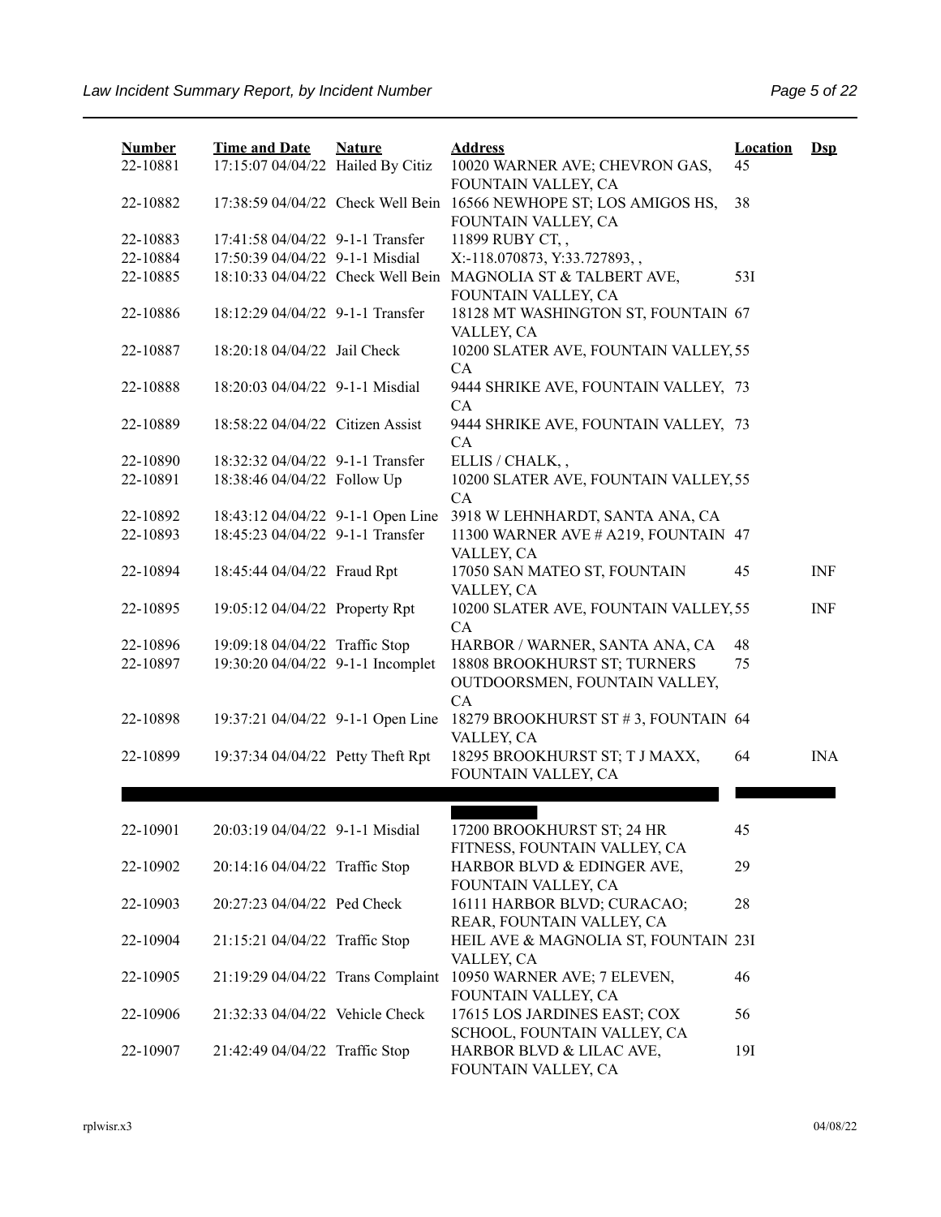| Number | Time and Date | Nature | Address | Location | Dsp |
|---|---|---|---|---|---|
| 22-10881 | 17:15:07 04/04/22 | Hailed By Citiz | 10020 WARNER AVE; CHEVRON GAS, FOUNTAIN VALLEY, CA | 45 | |
| 22-10882 | 17:38:59 04/04/22 | Check Well Bein | 16566 NEWHOPE ST; LOS AMIGOS HS, FOUNTAIN VALLEY, CA | 38 | |
| 22-10883 | 17:41:58 04/04/22 | 9-1-1 Transfer | 11899 RUBY CT, , | | |
| 22-10884 | 17:50:39 04/04/22 | 9-1-1 Misdial | X:-118.070873, Y:33.727893, , | | |
| 22-10885 | 18:10:33 04/04/22 | Check Well Bein | MAGNOLIA ST & TALBERT AVE, FOUNTAIN VALLEY, CA | 53I | |
| 22-10886 | 18:12:29 04/04/22 | 9-1-1 Transfer | 18128 MT WASHINGTON ST, FOUNTAIN VALLEY, CA | 67 | |
| 22-10887 | 18:20:18 04/04/22 | Jail Check | 10200 SLATER AVE, FOUNTAIN VALLEY, CA | 55 | |
| 22-10888 | 18:20:03 04/04/22 | 9-1-1 Misdial | 9444 SHRIKE AVE, FOUNTAIN VALLEY, CA | 73 | |
| 22-10889 | 18:58:22 04/04/22 | Citizen Assist | 9444 SHRIKE AVE, FOUNTAIN VALLEY, CA | 73 | |
| 22-10890 | 18:32:32 04/04/22 | 9-1-1 Transfer | ELLIS / CHALK, , | | |
| 22-10891 | 18:38:46 04/04/22 | Follow Up | 10200 SLATER AVE, FOUNTAIN VALLEY, CA | 55 | |
| 22-10892 | 18:43:12 04/04/22 | 9-1-1 Open Line | 3918 W LEHNHARDT, SANTA ANA, CA | | |
| 22-10893 | 18:45:23 04/04/22 | 9-1-1 Transfer | 11300 WARNER AVE # A219, FOUNTAIN VALLEY, CA | 47 | |
| 22-10894 | 18:45:44 04/04/22 | Fraud Rpt | 17050 SAN MATEO ST, FOUNTAIN VALLEY, CA | 45 | INF |
| 22-10895 | 19:05:12 04/04/22 | Property Rpt | 10200 SLATER AVE, FOUNTAIN VALLEY, CA | 55 | INF |
| 22-10896 | 19:09:18 04/04/22 | Traffic Stop | HARBOR / WARNER, SANTA ANA, CA | 48 | |
| 22-10897 | 19:30:20 04/04/22 | 9-1-1 Incomplet | 18808 BROOKHURST ST; TURNERS OUTDOORSMEN, FOUNTAIN VALLEY, CA | 75 | |
| 22-10898 | 19:37:21 04/04/22 | 9-1-1 Open Line | 18279 BROOKHURST ST # 3, FOUNTAIN VALLEY, CA | 64 | |
| 22-10899 | 19:37:34 04/04/22 | Petty Theft Rpt | 18295 BROOKHURST ST; T J MAXX, FOUNTAIN VALLEY, CA | 64 | INA |
| 22-10901 | 20:03:19 04/04/22 | 9-1-1 Misdial | 17200 BROOKHURST ST; 24 HR FITNESS, FOUNTAIN VALLEY, CA | 45 | |
| 22-10902 | 20:14:16 04/04/22 | Traffic Stop | HARBOR BLVD & EDINGER AVE, FOUNTAIN VALLEY, CA | 29 | |
| 22-10903 | 20:27:23 04/04/22 | Ped Check | 16111 HARBOR BLVD; CURACAO; REAR, FOUNTAIN VALLEY, CA | 28 | |
| 22-10904 | 21:15:21 04/04/22 | Traffic Stop | HEIL AVE & MAGNOLIA ST, FOUNTAIN VALLEY, CA | 23I | |
| 22-10905 | 21:19:29 04/04/22 | Trans Complaint | 10950 WARNER AVE; 7 ELEVEN, FOUNTAIN VALLEY, CA | 46 | |
| 22-10906 | 21:32:33 04/04/22 | Vehicle Check | 17615 LOS JARDINES EAST; COX SCHOOL, FOUNTAIN VALLEY, CA | 56 | |
| 22-10907 | 21:42:49 04/04/22 | Traffic Stop | HARBOR BLVD & LILAC AVE, FOUNTAIN VALLEY, CA | 19I | |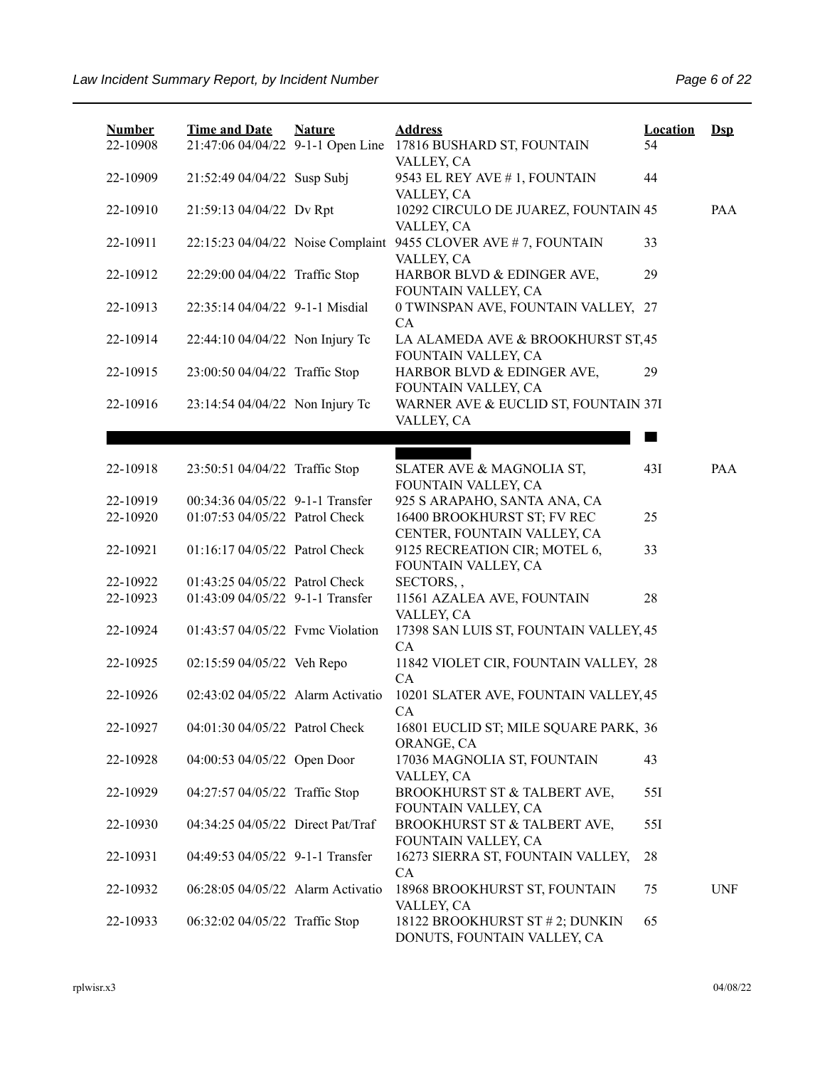| Number | Time and Date | Nature | Address | Location | Dsp |
|---|---|---|---|---|---|
| 22-10908 | 21:47:06 04/04/22 | 9-1-1 Open Line | 17816 BUSHARD ST, FOUNTAIN VALLEY, CA | 54 | |
| 22-10909 | 21:52:49 04/04/22 | Susp Subj | 9543 EL REY AVE # 1, FOUNTAIN VALLEY, CA | 44 | |
| 22-10910 | 21:59:13 04/04/22 | Dv Rpt | 10292 CIRCULO DE JUAREZ, FOUNTAIN VALLEY, CA | 45 | PAA |
| 22-10911 | 22:15:23 04/04/22 | Noise Complaint | 9455 CLOVER AVE # 7, FOUNTAIN VALLEY, CA | 33 | |
| 22-10912 | 22:29:00 04/04/22 | Traffic Stop | HARBOR BLVD & EDINGER AVE, FOUNTAIN VALLEY, CA | 29 | |
| 22-10913 | 22:35:14 04/04/22 | 9-1-1 Misdial | 0 TWINSPAN AVE, FOUNTAIN VALLEY, CA | 27 | |
| 22-10914 | 22:44:10 04/04/22 | Non Injury Tc | LA ALAMEDA AVE & BROOKHURST ST, FOUNTAIN VALLEY, CA | 45 | |
| 22-10915 | 23:00:50 04/04/22 | Traffic Stop | HARBOR BLVD & EDINGER AVE, FOUNTAIN VALLEY, CA | 29 | |
| 22-10916 | 23:14:54 04/04/22 | Non Injury Tc | WARNER AVE & EUCLID ST, FOUNTAIN VALLEY, CA | 37I | |
| | | | | | |
| 22-10918 | 23:50:51 04/04/22 | Traffic Stop | SLATER AVE & MAGNOLIA ST, FOUNTAIN VALLEY, CA | 43I | PAA |
| 22-10919 | 00:34:36 04/05/22 | 9-1-1 Transfer | 925 S ARAPAHO, SANTA ANA, CA | | |
| 22-10920 | 01:07:53 04/05/22 | Patrol Check | 16400 BROOKHURST ST; FV REC CENTER, FOUNTAIN VALLEY, CA | 25 | |
| 22-10921 | 01:16:17 04/05/22 | Patrol Check | 9125 RECREATION CIR; MOTEL 6, FOUNTAIN VALLEY, CA | 33 | |
| 22-10922 | 01:43:25 04/05/22 | Patrol Check | SECTORS, , | | |
| 22-10923 | 01:43:09 04/05/22 | 9-1-1 Transfer | 11561 AZALEA AVE, FOUNTAIN VALLEY, CA | 28 | |
| 22-10924 | 01:43:57 04/05/22 | Fvmc Violation | 17398 SAN LUIS ST, FOUNTAIN VALLEY, CA | 45 | |
| 22-10925 | 02:15:59 04/05/22 | Veh Repo | 11842 VIOLET CIR, FOUNTAIN VALLEY, CA | 28 | |
| 22-10926 | 02:43:02 04/05/22 | Alarm Activatio | 10201 SLATER AVE, FOUNTAIN VALLEY, CA | 45 | |
| 22-10927 | 04:01:30 04/05/22 | Patrol Check | 16801 EUCLID ST; MILE SQUARE PARK, ORANGE, CA | 36 | |
| 22-10928 | 04:00:53 04/05/22 | Open Door | 17036 MAGNOLIA ST, FOUNTAIN VALLEY, CA | 43 | |
| 22-10929 | 04:27:57 04/05/22 | Traffic Stop | BROOKHURST ST & TALBERT AVE, FOUNTAIN VALLEY, CA | 55I | |
| 22-10930 | 04:34:25 04/05/22 | Direct Pat/Traf | BROOKHURST ST & TALBERT AVE, FOUNTAIN VALLEY, CA | 55I | |
| 22-10931 | 04:49:53 04/05/22 | 9-1-1 Transfer | 16273 SIERRA ST, FOUNTAIN VALLEY, CA | 28 | |
| 22-10932 | 06:28:05 04/05/22 | Alarm Activatio | 18968 BROOKHURST ST, FOUNTAIN VALLEY, CA | 75 | UNF |
| 22-10933 | 06:32:02 04/05/22 | Traffic Stop | 18122 BROOKHURST ST # 2; DUNKIN DONUTS, FOUNTAIN VALLEY, CA | 65 | |

rplwisr.x3 04/08/22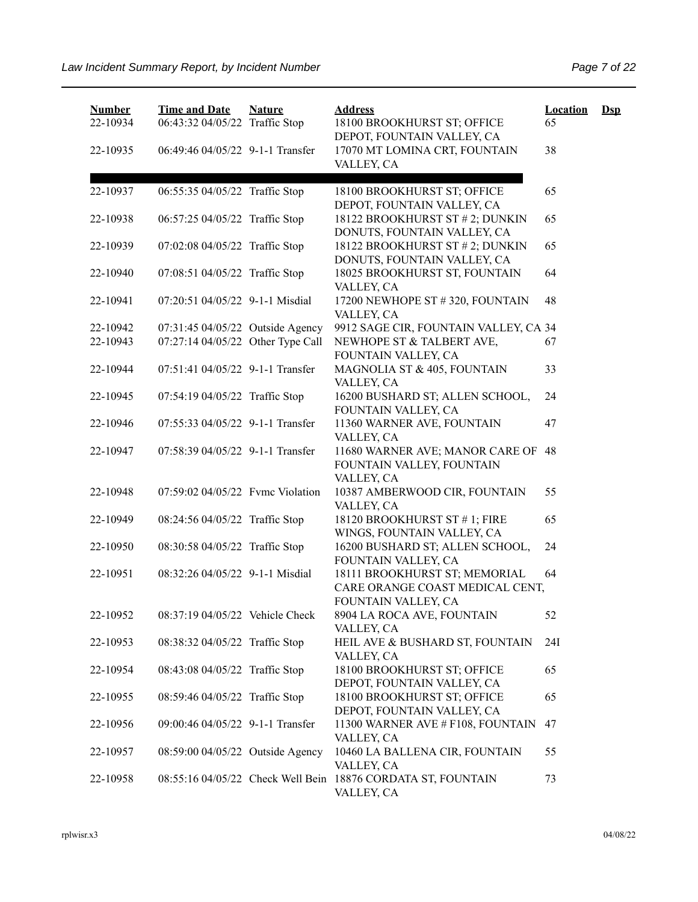| Number | Time and Date | Nature | Address | Location | Dsp |
|---|---|---|---|---|---|
| 22-10934 | 06:43:32 04/05/22 | Traffic Stop | 18100 BROOKHURST ST; OFFICE DEPOT, FOUNTAIN VALLEY, CA | 65 | |
| 22-10935 | 06:49:46 04/05/22 | 9-1-1 Transfer | 17070 MT LOMINA CRT, FOUNTAIN VALLEY, CA | 38 | |
| 22-10937 | 06:55:35 04/05/22 | Traffic Stop | 18100 BROOKHURST ST; OFFICE DEPOT, FOUNTAIN VALLEY, CA | 65 | |
| 22-10938 | 06:57:25 04/05/22 | Traffic Stop | 18122 BROOKHURST ST # 2; DUNKIN DONUTS, FOUNTAIN VALLEY, CA | 65 | |
| 22-10939 | 07:02:08 04/05/22 | Traffic Stop | 18122 BROOKHURST ST # 2; DUNKIN DONUTS, FOUNTAIN VALLEY, CA | 65 | |
| 22-10940 | 07:08:51 04/05/22 | Traffic Stop | 18025 BROOKHURST ST, FOUNTAIN VALLEY, CA | 64 | |
| 22-10941 | 07:20:51 04/05/22 | 9-1-1 Misdial | 17200 NEWHOPE ST # 320, FOUNTAIN VALLEY, CA | 48 | |
| 22-10942 | 07:31:45 04/05/22 | Outside Agency | 9912 SAGE CIR, FOUNTAIN VALLEY, CA | 34 | |
| 22-10943 | 07:27:14 04/05/22 | Other Type Call | NEWHOPE ST & TALBERT AVE, FOUNTAIN VALLEY, CA | 67 | |
| 22-10944 | 07:51:41 04/05/22 | 9-1-1 Transfer | MAGNOLIA ST & 405, FOUNTAIN VALLEY, CA | 33 | |
| 22-10945 | 07:54:19 04/05/22 | Traffic Stop | 16200 BUSHARD ST; ALLEN SCHOOL, FOUNTAIN VALLEY, CA | 24 | |
| 22-10946 | 07:55:33 04/05/22 | 9-1-1 Transfer | 11360 WARNER AVE, FOUNTAIN VALLEY, CA | 47 | |
| 22-10947 | 07:58:39 04/05/22 | 9-1-1 Transfer | 11680 WARNER AVE; MANOR CARE OF FOUNTAIN VALLEY, FOUNTAIN VALLEY, CA | 48 | |
| 22-10948 | 07:59:02 04/05/22 | Fvmc Violation | 10387 AMBERWOOD CIR, FOUNTAIN VALLEY, CA | 55 | |
| 22-10949 | 08:24:56 04/05/22 | Traffic Stop | 18120 BROOKHURST ST # 1; FIRE WINGS, FOUNTAIN VALLEY, CA | 65 | |
| 22-10950 | 08:30:58 04/05/22 | Traffic Stop | 16200 BUSHARD ST; ALLEN SCHOOL, FOUNTAIN VALLEY, CA | 24 | |
| 22-10951 | 08:32:26 04/05/22 | 9-1-1 Misdial | 18111 BROOKHURST ST; MEMORIAL CARE ORANGE COAST MEDICAL CENT, FOUNTAIN VALLEY, CA | 64 | |
| 22-10952 | 08:37:19 04/05/22 | Vehicle Check | 8904 LA ROCA AVE, FOUNTAIN VALLEY, CA | 52 | |
| 22-10953 | 08:38:32 04/05/22 | Traffic Stop | HEIL AVE & BUSHARD ST, FOUNTAIN VALLEY, CA | 24I | |
| 22-10954 | 08:43:08 04/05/22 | Traffic Stop | 18100 BROOKHURST ST; OFFICE DEPOT, FOUNTAIN VALLEY, CA | 65 | |
| 22-10955 | 08:59:46 04/05/22 | Traffic Stop | 18100 BROOKHURST ST; OFFICE DEPOT, FOUNTAIN VALLEY, CA | 65 | |
| 22-10956 | 09:00:46 04/05/22 | 9-1-1 Transfer | 11300 WARNER AVE # F108, FOUNTAIN VALLEY, CA | 47 | |
| 22-10957 | 08:59:00 04/05/22 | Outside Agency | 10460 LA BALLENA CIR, FOUNTAIN VALLEY, CA | 55 | |
| 22-10958 | 08:55:16 04/05/22 | Check Well Bein | 18876 CORDATA ST, FOUNTAIN VALLEY, CA | 73 | |

rplwisr.x3 04/08/22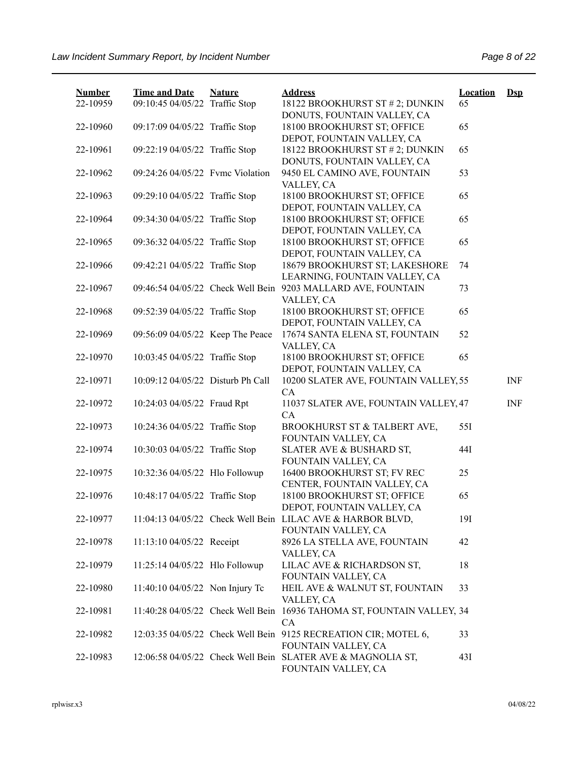| Number | Time and Date | Nature | Address | Location | Dsp |
|---|---|---|---|---|---|
| 22-10959 | 09:10:45 04/05/22 | Traffic Stop | 18122 BROOKHURST ST # 2; DUNKIN DONUTS, FOUNTAIN VALLEY, CA | 65 | |
| 22-10960 | 09:17:09 04/05/22 | Traffic Stop | 18100 BROOKHURST ST; OFFICE DEPOT, FOUNTAIN VALLEY, CA | 65 | |
| 22-10961 | 09:22:19 04/05/22 | Traffic Stop | 18122 BROOKHURST ST # 2; DUNKIN DONUTS, FOUNTAIN VALLEY, CA | 65 | |
| 22-10962 | 09:24:26 04/05/22 | Fvmc Violation | 9450 EL CAMINO AVE, FOUNTAIN VALLEY, CA | 53 | |
| 22-10963 | 09:29:10 04/05/22 | Traffic Stop | 18100 BROOKHURST ST; OFFICE DEPOT, FOUNTAIN VALLEY, CA | 65 | |
| 22-10964 | 09:34:30 04/05/22 | Traffic Stop | 18100 BROOKHURST ST; OFFICE DEPOT, FOUNTAIN VALLEY, CA | 65 | |
| 22-10965 | 09:36:32 04/05/22 | Traffic Stop | 18100 BROOKHURST ST; OFFICE DEPOT, FOUNTAIN VALLEY, CA | 65 | |
| 22-10966 | 09:42:21 04/05/22 | Traffic Stop | 18679 BROOKHURST ST; LAKESHORE LEARNING, FOUNTAIN VALLEY, CA | 74 | |
| 22-10967 | 09:46:54 04/05/22 | Check Well Bein | 9203 MALLARD AVE, FOUNTAIN VALLEY, CA | 73 | |
| 22-10968 | 09:52:39 04/05/22 | Traffic Stop | 18100 BROOKHURST ST; OFFICE DEPOT, FOUNTAIN VALLEY, CA | 65 | |
| 22-10969 | 09:56:09 04/05/22 | Keep The Peace | 17674 SANTA ELENA ST, FOUNTAIN VALLEY, CA | 52 | |
| 22-10970 | 10:03:45 04/05/22 | Traffic Stop | 18100 BROOKHURST ST; OFFICE DEPOT, FOUNTAIN VALLEY, CA | 65 | |
| 22-10971 | 10:09:12 04/05/22 | Disturb Ph Call | 10200 SLATER AVE, FOUNTAIN VALLEY, CA | 55 | INF |
| 22-10972 | 10:24:03 04/05/22 | Fraud Rpt | 11037 SLATER AVE, FOUNTAIN VALLEY, CA | 47 | INF |
| 22-10973 | 10:24:36 04/05/22 | Traffic Stop | BROOKHURST ST & TALBERT AVE, FOUNTAIN VALLEY, CA | 55I | |
| 22-10974 | 10:30:03 04/05/22 | Traffic Stop | SLATER AVE & BUSHARD ST, FOUNTAIN VALLEY, CA | 44I | |
| 22-10975 | 10:32:36 04/05/22 | Hlo Followup | 16400 BROOKHURST ST; FV REC CENTER, FOUNTAIN VALLEY, CA | 25 | |
| 22-10976 | 10:48:17 04/05/22 | Traffic Stop | 18100 BROOKHURST ST; OFFICE DEPOT, FOUNTAIN VALLEY, CA | 65 | |
| 22-10977 | 11:04:13 04/05/22 | Check Well Bein | LILAC AVE & HARBOR BLVD, FOUNTAIN VALLEY, CA | 19I | |
| 22-10978 | 11:13:10 04/05/22 | Receipt | 8926 LA STELLA AVE, FOUNTAIN VALLEY, CA | 42 | |
| 22-10979 | 11:25:14 04/05/22 | Hlo Followup | LILAC AVE & RICHARDSON ST, FOUNTAIN VALLEY, CA | 18 | |
| 22-10980 | 11:40:10 04/05/22 | Non Injury Tc | HEIL AVE & WALNUT ST, FOUNTAIN VALLEY, CA | 33 | |
| 22-10981 | 11:40:28 04/05/22 | Check Well Bein | 16936 TAHOMA ST, FOUNTAIN VALLEY, CA | 34 | |
| 22-10982 | 12:03:35 04/05/22 | Check Well Bein | 9125 RECREATION CIR; MOTEL 6, FOUNTAIN VALLEY, CA | 33 | |
| 22-10983 | 12:06:58 04/05/22 | Check Well Bein | SLATER AVE & MAGNOLIA ST, FOUNTAIN VALLEY, CA | 43I | |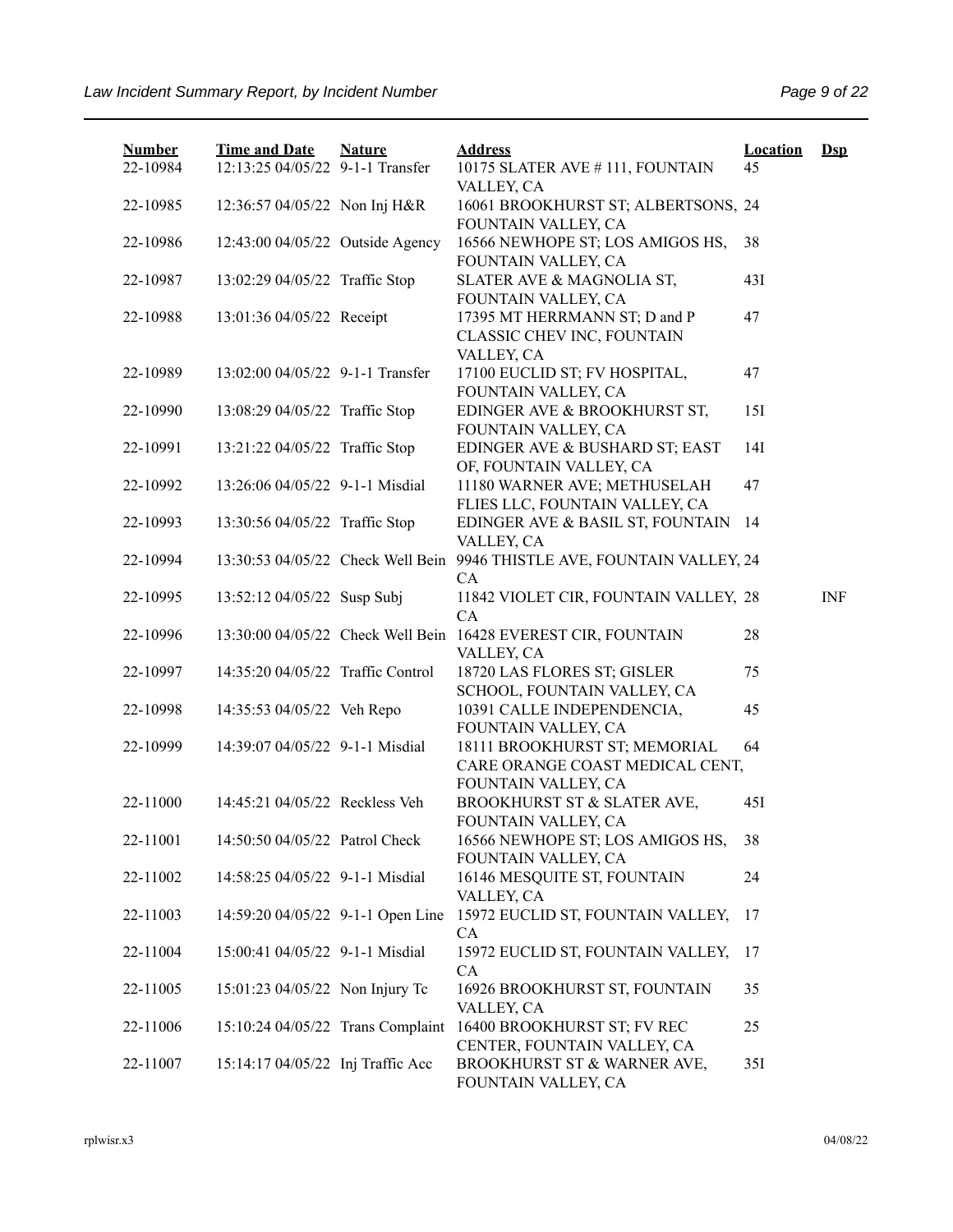| Number | Time and Date | Nature | Address | Location | Dsp |
|---|---|---|---|---|---|
| 22-10984 | 12:13:25 04/05/22 | 9-1-1 Transfer | 10175 SLATER AVE # 111, FOUNTAIN VALLEY, CA | 45 | |
| 22-10985 | 12:36:57 04/05/22 | Non Inj H&R | 16061 BROOKHURST ST; ALBERTSONS, FOUNTAIN VALLEY, CA | 24 | |
| 22-10986 | 12:43:00 04/05/22 | Outside Agency | 16566 NEWHOPE ST; LOS AMIGOS HS, FOUNTAIN VALLEY, CA | 38 | |
| 22-10987 | 13:02:29 04/05/22 | Traffic Stop | SLATER AVE & MAGNOLIA ST, FOUNTAIN VALLEY, CA | 43I | |
| 22-10988 | 13:01:36 04/05/22 | Receipt | 17395 MT HERRMANN ST; D and P CLASSIC CHEV INC, FOUNTAIN VALLEY, CA | 47 | |
| 22-10989 | 13:02:00 04/05/22 | 9-1-1 Transfer | 17100 EUCLID ST; FV HOSPITAL, FOUNTAIN VALLEY, CA | 47 | |
| 22-10990 | 13:08:29 04/05/22 | Traffic Stop | EDINGER AVE & BROOKHURST ST, FOUNTAIN VALLEY, CA | 15I | |
| 22-10991 | 13:21:22 04/05/22 | Traffic Stop | EDINGER AVE & BUSHARD ST; EAST OF, FOUNTAIN VALLEY, CA | 14I | |
| 22-10992 | 13:26:06 04/05/22 | 9-1-1 Misdial | 11180 WARNER AVE; METHUSELAH FLIES LLC, FOUNTAIN VALLEY, CA | 47 | |
| 22-10993 | 13:30:56 04/05/22 | Traffic Stop | EDINGER AVE & BASIL ST, FOUNTAIN VALLEY, CA | 14 | |
| 22-10994 | 13:30:53 04/05/22 | Check Well Bein | 9946 THISTLE AVE, FOUNTAIN VALLEY, CA | 24 | |
| 22-10995 | 13:52:12 04/05/22 | Susp Subj | 11842 VIOLET CIR, FOUNTAIN VALLEY, CA | 28 | INF |
| 22-10996 | 13:30:00 04/05/22 | Check Well Bein | 16428 EVEREST CIR, FOUNTAIN VALLEY, CA | 28 | |
| 22-10997 | 14:35:20 04/05/22 | Traffic Control | 18720 LAS FLORES ST; GISLER SCHOOL, FOUNTAIN VALLEY, CA | 75 | |
| 22-10998 | 14:35:53 04/05/22 | Veh Repo | 10391 CALLE INDEPENDENCIA, FOUNTAIN VALLEY, CA | 45 | |
| 22-10999 | 14:39:07 04/05/22 | 9-1-1 Misdial | 18111 BROOKHURST ST; MEMORIAL CARE ORANGE COAST MEDICAL CENT, FOUNTAIN VALLEY, CA | 64 | |
| 22-11000 | 14:45:21 04/05/22 | Reckless Veh | BROOKHURST ST & SLATER AVE, FOUNTAIN VALLEY, CA | 45I | |
| 22-11001 | 14:50:50 04/05/22 | Patrol Check | 16566 NEWHOPE ST; LOS AMIGOS HS, FOUNTAIN VALLEY, CA | 38 | |
| 22-11002 | 14:58:25 04/05/22 | 9-1-1 Misdial | 16146 MESQUITE ST, FOUNTAIN VALLEY, CA | 24 | |
| 22-11003 | 14:59:20 04/05/22 | 9-1-1 Open Line | 15972 EUCLID ST, FOUNTAIN VALLEY, CA | 17 | |
| 22-11004 | 15:00:41 04/05/22 | 9-1-1 Misdial | 15972 EUCLID ST, FOUNTAIN VALLEY, CA | 17 | |
| 22-11005 | 15:01:23 04/05/22 | Non Injury Tc | 16926 BROOKHURST ST, FOUNTAIN VALLEY, CA | 35 | |
| 22-11006 | 15:10:24 04/05/22 | Trans Complaint | 16400 BROOKHURST ST; FV REC CENTER, FOUNTAIN VALLEY, CA | 25 | |
| 22-11007 | 15:14:17 04/05/22 | Inj Traffic Acc | BROOKHURST ST & WARNER AVE, FOUNTAIN VALLEY, CA | 35I | |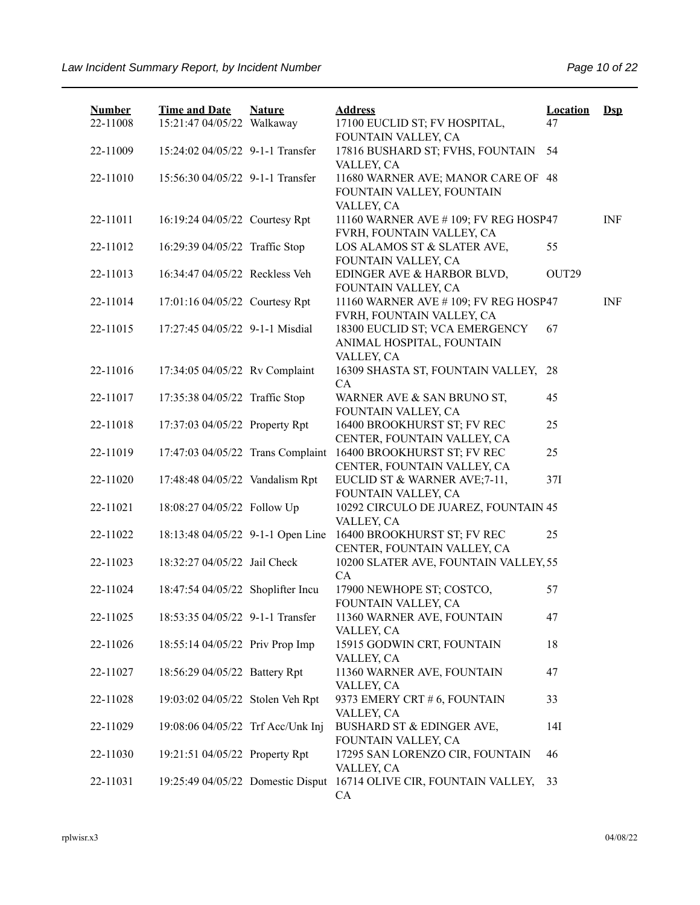| Number | Time and Date | Nature | Address | Location | Dsp |
|---|---|---|---|---|---|
| 22-11008 | 15:21:47 04/05/22 | Walkaway | 17100 EUCLID ST; FV HOSPITAL, FOUNTAIN VALLEY, CA | 47 | |
| 22-11009 | 15:24:02 04/05/22 | 9-1-1 Transfer | 17816 BUSHARD ST; FVHS, FOUNTAIN VALLEY, CA | 54 | |
| 22-11010 | 15:56:30 04/05/22 | 9-1-1 Transfer | 11680 WARNER AVE; MANOR CARE OF FOUNTAIN VALLEY, FOUNTAIN VALLEY, CA | 48 | |
| 22-11011 | 16:19:24 04/05/22 | Courtesy Rpt | 11160 WARNER AVE # 109; FV REG HOSP FVRH, FOUNTAIN VALLEY, CA | 47 | INF |
| 22-11012 | 16:29:39 04/05/22 | Traffic Stop | LOS ALAMOS ST & SLATER AVE, FOUNTAIN VALLEY, CA | 55 | |
| 22-11013 | 16:34:47 04/05/22 | Reckless Veh | EDINGER AVE & HARBOR BLVD, FOUNTAIN VALLEY, CA | OUT29 | |
| 22-11014 | 17:01:16 04/05/22 | Courtesy Rpt | 11160 WARNER AVE # 109; FV REG HOSP FVRH, FOUNTAIN VALLEY, CA | 47 | INF |
| 22-11015 | 17:27:45 04/05/22 | 9-1-1 Misdial | 18300 EUCLID ST; VCA EMERGENCY ANIMAL HOSPITAL, FOUNTAIN VALLEY, CA | 67 | |
| 22-11016 | 17:34:05 04/05/22 | Rv Complaint | 16309 SHASTA ST, FOUNTAIN VALLEY, CA | 28 | |
| 22-11017 | 17:35:38 04/05/22 | Traffic Stop | WARNER AVE & SAN BRUNO ST, FOUNTAIN VALLEY, CA | 45 | |
| 22-11018 | 17:37:03 04/05/22 | Property Rpt | 16400 BROOKHURST ST; FV REC CENTER, FOUNTAIN VALLEY, CA | 25 | |
| 22-11019 | 17:47:03 04/05/22 | Trans Complaint | 16400 BROOKHURST ST; FV REC CENTER, FOUNTAIN VALLEY, CA | 25 | |
| 22-11020 | 17:48:48 04/05/22 | Vandalism Rpt | EUCLID ST & WARNER AVE;7-11, FOUNTAIN VALLEY, CA | 37I | |
| 22-11021 | 18:08:27 04/05/22 | Follow Up | 10292 CIRCULO DE JUAREZ, FOUNTAIN VALLEY, CA | 45 | |
| 22-11022 | 18:13:48 04/05/22 | 9-1-1 Open Line | 16400 BROOKHURST ST; FV REC CENTER, FOUNTAIN VALLEY, CA | 25 | |
| 22-11023 | 18:32:27 04/05/22 | Jail Check | 10200 SLATER AVE, FOUNTAIN VALLEY, CA | 55 | |
| 22-11024 | 18:47:54 04/05/22 | Shoplifter Incu | 17900 NEWHOPE ST; COSTCO, FOUNTAIN VALLEY, CA | 57 | |
| 22-11025 | 18:53:35 04/05/22 | 9-1-1 Transfer | 11360 WARNER AVE, FOUNTAIN VALLEY, CA | 47 | |
| 22-11026 | 18:55:14 04/05/22 | Priv Prop Imp | 15915 GODWIN CRT, FOUNTAIN VALLEY, CA | 18 | |
| 22-11027 | 18:56:29 04/05/22 | Battery Rpt | 11360 WARNER AVE, FOUNTAIN VALLEY, CA | 47 | |
| 22-11028 | 19:03:02 04/05/22 | Stolen Veh Rpt | 9373 EMERY CRT # 6, FOUNTAIN VALLEY, CA | 33 | |
| 22-11029 | 19:08:06 04/05/22 | Trf Acc/Unk Inj | BUSHARD ST & EDINGER AVE, FOUNTAIN VALLEY, CA | 14I | |
| 22-11030 | 19:21:51 04/05/22 | Property Rpt | 17295 SAN LORENZO CIR, FOUNTAIN VALLEY, CA | 46 | |
| 22-11031 | 19:25:49 04/05/22 | Domestic Disput | 16714 OLIVE CIR, FOUNTAIN VALLEY, CA | 33 | |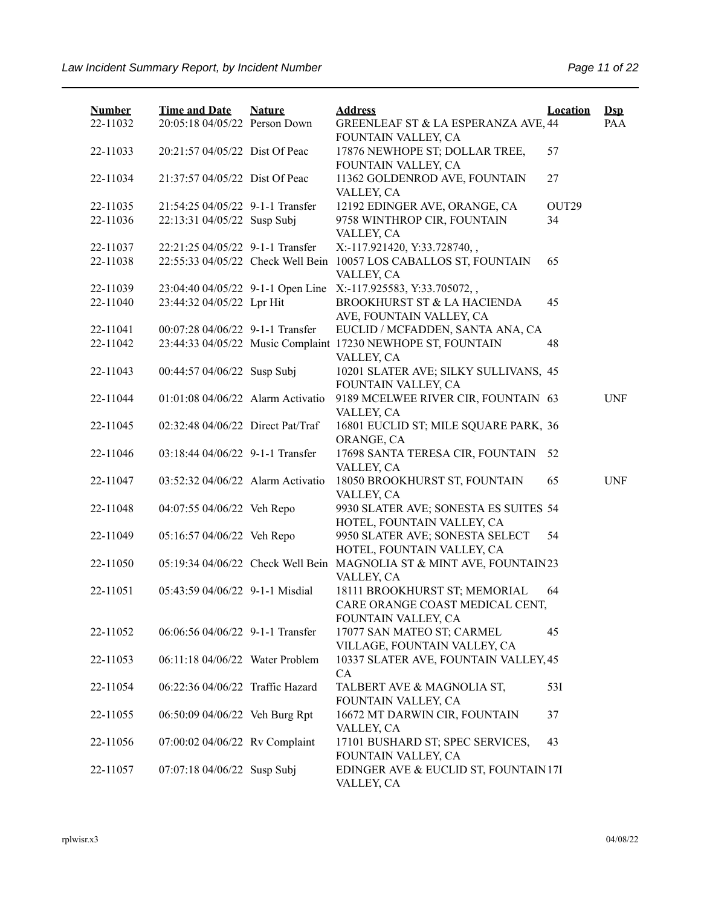| Number | Time and Date | Nature | Address | Location | Dsp |
|---|---|---|---|---|---|
| 22-11032 | 20:05:18 04/05/22 | Person Down | GREENLEAF ST & LA ESPERANZA AVE, FOUNTAIN VALLEY, CA | 44 | PAA |
| 22-11033 | 20:21:57 04/05/22 | Dist Of Peac | 17876 NEWHOPE ST; DOLLAR TREE, FOUNTAIN VALLEY, CA | 57 | |
| 22-11034 | 21:37:57 04/05/22 | Dist Of Peac | 11362 GOLDENROD AVE, FOUNTAIN VALLEY, CA | 27 | |
| 22-11035 | 21:54:25 04/05/22 | 9-1-1 Transfer | 12192 EDINGER AVE, ORANGE, CA | OUT29 | |
| 22-11036 | 22:13:31 04/05/22 | Susp Subj | 9758 WINTHROP CIR, FOUNTAIN VALLEY, CA | 34 | |
| 22-11037 | 22:21:25 04/05/22 | 9-1-1 Transfer | X:-117.921420, Y:33.728740, , | | |
| 22-11038 | 22:55:33 04/05/22 | Check Well Bein | 10057 LOS CABALLOS ST, FOUNTAIN VALLEY, CA | 65 | |
| 22-11039 | 23:04:40 04/05/22 | 9-1-1 Open Line | X:-117.925583, Y:33.705072, , | | |
| 22-11040 | 23:44:32 04/05/22 | Lpr Hit | BROOKHURST ST & LA HACIENDA AVE, FOUNTAIN VALLEY, CA | 45 | |
| 22-11041 | 00:07:28 04/06/22 | 9-1-1 Transfer | EUCLID / MCFADDEN, SANTA ANA, CA | | |
| 22-11042 | 23:44:33 04/05/22 | Music Complaint | 17230 NEWHOPE ST, FOUNTAIN VALLEY, CA | 48 | |
| 22-11043 | 00:44:57 04/06/22 | Susp Subj | 10201 SLATER AVE; SILKY SULLIVANS, FOUNTAIN VALLEY, CA | 45 | |
| 22-11044 | 01:01:08 04/06/22 | Alarm Activatio | 9189 MCELWEE RIVER CIR, FOUNTAIN VALLEY, CA | 63 | UNF |
| 22-11045 | 02:32:48 04/06/22 | Direct Pat/Traf | 16801 EUCLID ST; MILE SQUARE PARK, ORANGE, CA | 36 | |
| 22-11046 | 03:18:44 04/06/22 | 9-1-1 Transfer | 17698 SANTA TERESA CIR, FOUNTAIN VALLEY, CA | 52 | |
| 22-11047 | 03:52:32 04/06/22 | Alarm Activatio | 18050 BROOKHURST ST, FOUNTAIN VALLEY, CA | 65 | UNF |
| 22-11048 | 04:07:55 04/06/22 | Veh Repo | 9930 SLATER AVE; SONESTA ES SUITES HOTEL, FOUNTAIN VALLEY, CA | 54 | |
| 22-11049 | 05:16:57 04/06/22 | Veh Repo | 9950 SLATER AVE; SONESTA SELECT HOTEL, FOUNTAIN VALLEY, CA | 54 | |
| 22-11050 | 05:19:34 04/06/22 | Check Well Bein | MAGNOLIA ST & MINT AVE, FOUNTAIN VALLEY, CA | 23 | |
| 22-11051 | 05:43:59 04/06/22 | 9-1-1 Misdial | 18111 BROOKHURST ST; MEMORIAL CARE ORANGE COAST MEDICAL CENT, FOUNTAIN VALLEY, CA | 64 | |
| 22-11052 | 06:06:56 04/06/22 | 9-1-1 Transfer | 17077 SAN MATEO ST; CARMEL VILLAGE, FOUNTAIN VALLEY, CA | 45 | |
| 22-11053 | 06:11:18 04/06/22 | Water Problem | 10337 SLATER AVE, FOUNTAIN VALLEY, CA | 45 | |
| 22-11054 | 06:22:36 04/06/22 | Traffic Hazard | TALBERT AVE & MAGNOLIA ST, FOUNTAIN VALLEY, CA | 53I | |
| 22-11055 | 06:50:09 04/06/22 | Veh Burg Rpt | 16672 MT DARWIN CIR, FOUNTAIN VALLEY, CA | 37 | |
| 22-11056 | 07:00:02 04/06/22 | Rv Complaint | 17101 BUSHARD ST; SPEC SERVICES, FOUNTAIN VALLEY, CA | 43 | |
| 22-11057 | 07:07:18 04/06/22 | Susp Subj | EDINGER AVE & EUCLID ST, FOUNTAIN VALLEY, CA | 17I | |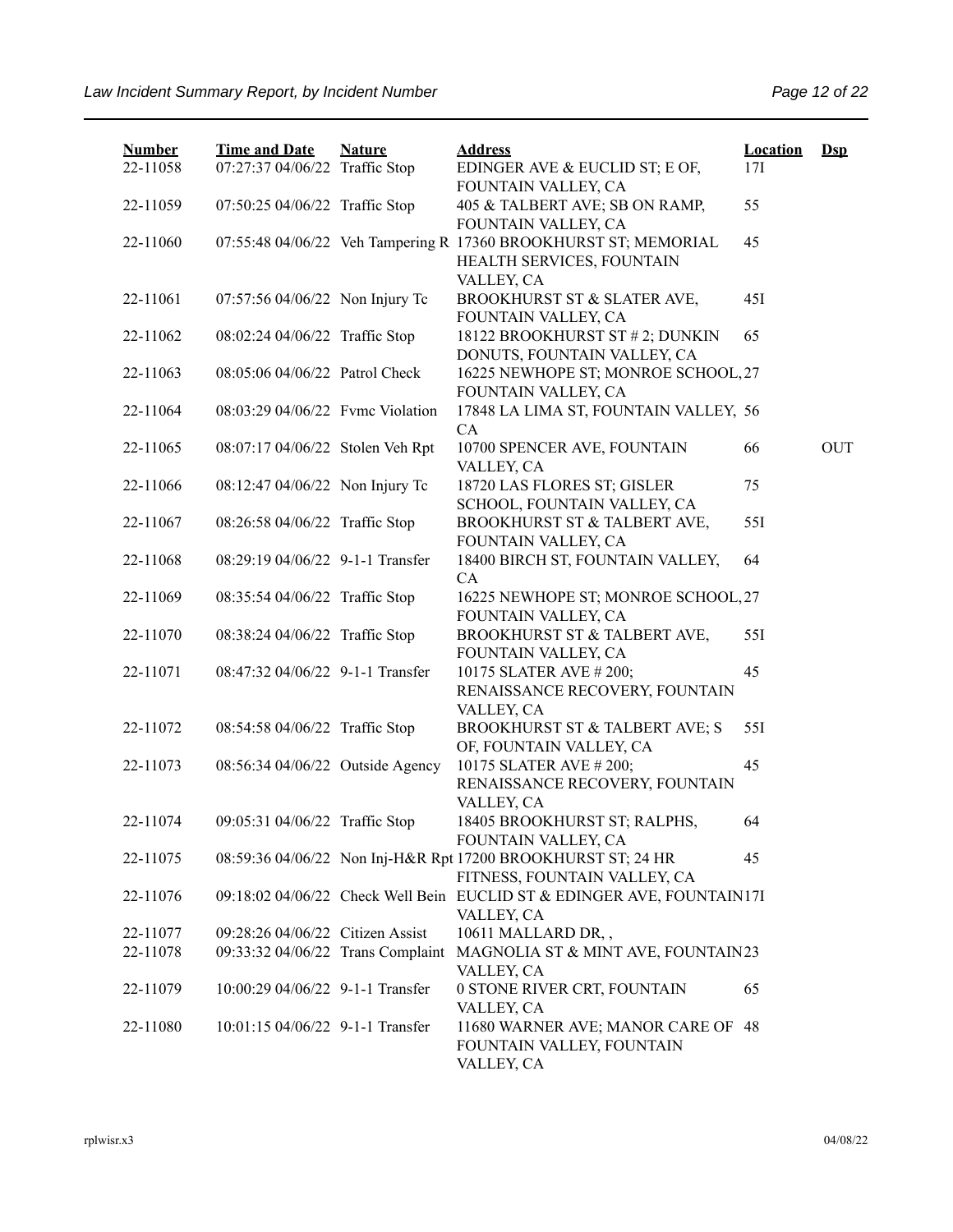| Number | Time and Date | Nature | Address | Location | Dsp |
|---|---|---|---|---|---|
| 22-11058 | 07:27:37 04/06/22 | Traffic Stop | EDINGER AVE & EUCLID ST; E OF, FOUNTAIN VALLEY, CA | 17I | |
| 22-11059 | 07:50:25 04/06/22 | Traffic Stop | 405 & TALBERT AVE; SB ON RAMP, FOUNTAIN VALLEY, CA | 55 | |
| 22-11060 | 07:55:48 04/06/22 | Veh Tampering R | 17360 BROOKHURST ST; MEMORIAL HEALTH SERVICES, FOUNTAIN VALLEY, CA | 45 | |
| 22-11061 | 07:57:56 04/06/22 | Non Injury Tc | BROOKHURST ST & SLATER AVE, FOUNTAIN VALLEY, CA | 45I | |
| 22-11062 | 08:02:24 04/06/22 | Traffic Stop | 18122 BROOKHURST ST # 2; DUNKIN DONUTS, FOUNTAIN VALLEY, CA | 65 | |
| 22-11063 | 08:05:06 04/06/22 | Patrol Check | 16225 NEWHOPE ST; MONROE SCHOOL, FOUNTAIN VALLEY, CA | 27 | |
| 22-11064 | 08:03:29 04/06/22 | Fvmc Violation | 17848 LA LIMA ST, FOUNTAIN VALLEY, CA | 56 | |
| 22-11065 | 08:07:17 04/06/22 | Stolen Veh Rpt | 10700 SPENCER AVE, FOUNTAIN VALLEY, CA | 66 | OUT |
| 22-11066 | 08:12:47 04/06/22 | Non Injury Tc | 18720 LAS FLORES ST; GISLER SCHOOL, FOUNTAIN VALLEY, CA | 75 | |
| 22-11067 | 08:26:58 04/06/22 | Traffic Stop | BROOKHURST ST & TALBERT AVE, FOUNTAIN VALLEY, CA | 55I | |
| 22-11068 | 08:29:19 04/06/22 | 9-1-1 Transfer | 18400 BIRCH ST, FOUNTAIN VALLEY, CA | 64 | |
| 22-11069 | 08:35:54 04/06/22 | Traffic Stop | 16225 NEWHOPE ST; MONROE SCHOOL, FOUNTAIN VALLEY, CA | 27 | |
| 22-11070 | 08:38:24 04/06/22 | Traffic Stop | BROOKHURST ST & TALBERT AVE, FOUNTAIN VALLEY, CA | 55I | |
| 22-11071 | 08:47:32 04/06/22 | 9-1-1 Transfer | 10175 SLATER AVE # 200; RENAISSANCE RECOVERY, FOUNTAIN VALLEY, CA | 45 | |
| 22-11072 | 08:54:58 04/06/22 | Traffic Stop | BROOKHURST ST & TALBERT AVE; S OF, FOUNTAIN VALLEY, CA | 55I | |
| 22-11073 | 08:56:34 04/06/22 | Outside Agency | 10175 SLATER AVE # 200; RENAISSANCE RECOVERY, FOUNTAIN VALLEY, CA | 45 | |
| 22-11074 | 09:05:31 04/06/22 | Traffic Stop | 18405 BROOKHURST ST; RALPHS, FOUNTAIN VALLEY, CA | 64 | |
| 22-11075 | 08:59:36 04/06/22 | Non Inj-H&R Rpt | 17200 BROOKHURST ST; 24 HR FITNESS, FOUNTAIN VALLEY, CA | 45 | |
| 22-11076 | 09:18:02 04/06/22 | Check Well Bein | EUCLID ST & EDINGER AVE, FOUNTAIN VALLEY, CA | 17I | |
| 22-11077 | 09:28:26 04/06/22 | Citizen Assist | 10611 MALLARD DR, , | | |
| 22-11078 | 09:33:32 04/06/22 | Trans Complaint | MAGNOLIA ST & MINT AVE, FOUNTAIN VALLEY, CA | 23 | |
| 22-11079 | 10:00:29 04/06/22 | 9-1-1 Transfer | 0 STONE RIVER CRT, FOUNTAIN VALLEY, CA | 65 | |
| 22-11080 | 10:01:15 04/06/22 | 9-1-1 Transfer | 11680 WARNER AVE; MANOR CARE OF FOUNTAIN VALLEY, FOUNTAIN VALLEY, CA | 48 | |

rplwisr.x3 04/08/22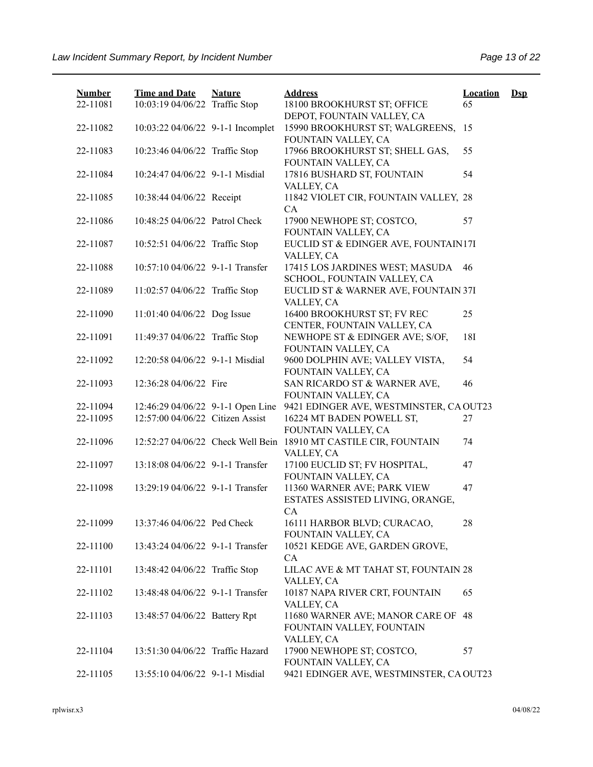| Number | Time and Date | Nature | Address | Location | Dsp |
|---|---|---|---|---|---|
| 22-11081 | 10:03:19 04/06/22 | Traffic Stop | 18100 BROOKHURST ST; OFFICE DEPOT, FOUNTAIN VALLEY, CA | 65 | |
| 22-11082 | 10:03:22 04/06/22 | 9-1-1 Incomplet | 15990 BROOKHURST ST; WALGREENS, FOUNTAIN VALLEY, CA | 15 | |
| 22-11083 | 10:23:46 04/06/22 | Traffic Stop | 17966 BROOKHURST ST; SHELL GAS, FOUNTAIN VALLEY, CA | 55 | |
| 22-11084 | 10:24:47 04/06/22 | 9-1-1 Misdial | 17816 BUSHARD ST, FOUNTAIN VALLEY, CA | 54 | |
| 22-11085 | 10:38:44 04/06/22 | Receipt | 11842 VIOLET CIR, FOUNTAIN VALLEY, CA | 28 | |
| 22-11086 | 10:48:25 04/06/22 | Patrol Check | 17900 NEWHOPE ST; COSTCO, FOUNTAIN VALLEY, CA | 57 | |
| 22-11087 | 10:52:51 04/06/22 | Traffic Stop | EUCLID ST & EDINGER AVE, FOUNTAIN VALLEY, CA | 17I | |
| 22-11088 | 10:57:10 04/06/22 | 9-1-1 Transfer | 17415 LOS JARDINES WEST; MASUDA SCHOOL, FOUNTAIN VALLEY, CA | 46 | |
| 22-11089 | 11:02:57 04/06/22 | Traffic Stop | EUCLID ST & WARNER AVE, FOUNTAIN VALLEY, CA | 37I | |
| 22-11090 | 11:01:40 04/06/22 | Dog Issue | 16400 BROOKHURST ST; FV REC CENTER, FOUNTAIN VALLEY, CA | 25 | |
| 22-11091 | 11:49:37 04/06/22 | Traffic Stop | NEWHOPE ST & EDINGER AVE; S/OF, FOUNTAIN VALLEY, CA | 18I | |
| 22-11092 | 12:20:58 04/06/22 | 9-1-1 Misdial | 9600 DOLPHIN AVE; VALLEY VISTA, FOUNTAIN VALLEY, CA | 54 | |
| 22-11093 | 12:36:28 04/06/22 | Fire | SAN RICARDO ST & WARNER AVE, FOUNTAIN VALLEY, CA | 46 | |
| 22-11094 | 12:46:29 04/06/22 | 9-1-1 Open Line | 9421 EDINGER AVE, WESTMINSTER, CA | OUT23 | |
| 22-11095 | 12:57:00 04/06/22 | Citizen Assist | 16224 MT BADEN POWELL ST, FOUNTAIN VALLEY, CA | 27 | |
| 22-11096 | 12:52:27 04/06/22 | Check Well Bein | 18910 MT CASTILE CIR, FOUNTAIN VALLEY, CA | 74 | |
| 22-11097 | 13:18:08 04/06/22 | 9-1-1 Transfer | 17100 EUCLID ST; FV HOSPITAL, FOUNTAIN VALLEY, CA | 47 | |
| 22-11098 | 13:29:19 04/06/22 | 9-1-1 Transfer | 11360 WARNER AVE; PARK VIEW ESTATES ASSISTED LIVING, ORANGE, CA | 47 | |
| 22-11099 | 13:37:46 04/06/22 | Ped Check | 16111 HARBOR BLVD; CURACAO, FOUNTAIN VALLEY, CA | 28 | |
| 22-11100 | 13:43:24 04/06/22 | 9-1-1 Transfer | 10521 KEDGE AVE, GARDEN GROVE, CA | | |
| 22-11101 | 13:48:42 04/06/22 | Traffic Stop | LILAC AVE & MT TAHAT ST, FOUNTAIN VALLEY, CA | 28 | |
| 22-11102 | 13:48:48 04/06/22 | 9-1-1 Transfer | 10187 NAPA RIVER CRT, FOUNTAIN VALLEY, CA | 65 | |
| 22-11103 | 13:48:57 04/06/22 | Battery Rpt | 11680 WARNER AVE; MANOR CARE OF FOUNTAIN VALLEY, FOUNTAIN VALLEY, CA | 48 | |
| 22-11104 | 13:51:30 04/06/22 | Traffic Hazard | 17900 NEWHOPE ST; COSTCO, FOUNTAIN VALLEY, CA | 57 | |
| 22-11105 | 13:55:10 04/06/22 | 9-1-1 Misdial | 9421 EDINGER AVE, WESTMINSTER, CA | OUT23 | |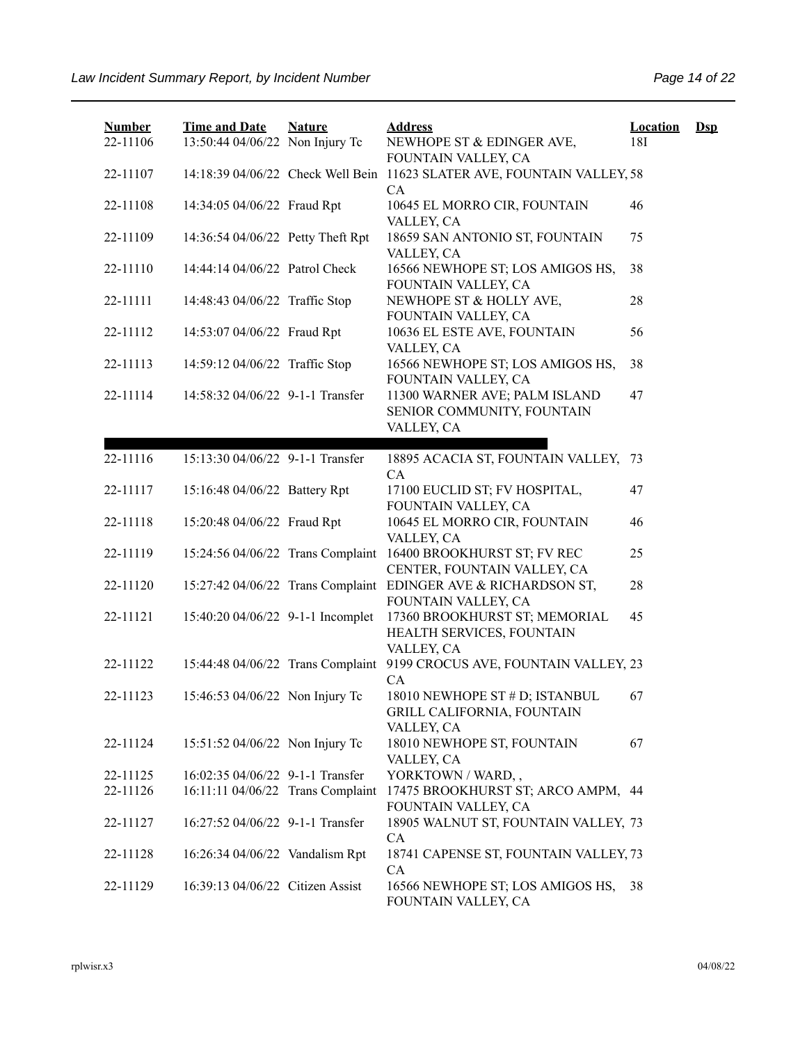| Number | Time and Date | Nature | Address | Location | Dsp |
|---|---|---|---|---|---|
| 22-11106 | 13:50:44 04/06/22 | Non Injury Tc | NEWHOPE ST & EDINGER AVE, FOUNTAIN VALLEY, CA | 18I | |
| 22-11107 | 14:18:39 04/06/22 | Check Well Bein | 11623 SLATER AVE, FOUNTAIN VALLEY, CA | 58 | |
| 22-11108 | 14:34:05 04/06/22 | Fraud Rpt | 10645 EL MORRO CIR, FOUNTAIN VALLEY, CA | 46 | |
| 22-11109 | 14:36:54 04/06/22 | Petty Theft Rpt | 18659 SAN ANTONIO ST, FOUNTAIN VALLEY, CA | 75 | |
| 22-11110 | 14:44:14 04/06/22 | Patrol Check | 16566 NEWHOPE ST; LOS AMIGOS HS, FOUNTAIN VALLEY, CA | 38 | |
| 22-11111 | 14:48:43 04/06/22 | Traffic Stop | NEWHOPE ST & HOLLY AVE, FOUNTAIN VALLEY, CA | 28 | |
| 22-11112 | 14:53:07 04/06/22 | Fraud Rpt | 10636 EL ESTE AVE, FOUNTAIN VALLEY, CA | 56 | |
| 22-11113 | 14:59:12 04/06/22 | Traffic Stop | 16566 NEWHOPE ST; LOS AMIGOS HS, FOUNTAIN VALLEY, CA | 38 | |
| 22-11114 | 14:58:32 04/06/22 | 9-1-1 Transfer | 11300 WARNER AVE; PALM ISLAND SENIOR COMMUNITY, FOUNTAIN VALLEY, CA | 47 | |
| 22-11116 | 15:13:30 04/06/22 | 9-1-1 Transfer | 18895 ACACIA ST, FOUNTAIN VALLEY, CA | 73 | |
| 22-11117 | 15:16:48 04/06/22 | Battery Rpt | 17100 EUCLID ST; FV HOSPITAL, FOUNTAIN VALLEY, CA | 47 | |
| 22-11118 | 15:20:48 04/06/22 | Fraud Rpt | 10645 EL MORRO CIR, FOUNTAIN VALLEY, CA | 46 | |
| 22-11119 | 15:24:56 04/06/22 | Trans Complaint | 16400 BROOKHURST ST; FV REC CENTER, FOUNTAIN VALLEY, CA | 25 | |
| 22-11120 | 15:27:42 04/06/22 | Trans Complaint | EDINGER AVE & RICHARDSON ST, FOUNTAIN VALLEY, CA | 28 | |
| 22-11121 | 15:40:20 04/06/22 | 9-1-1 Incomplet | 17360 BROOKHURST ST; MEMORIAL HEALTH SERVICES, FOUNTAIN VALLEY, CA | 45 | |
| 22-11122 | 15:44:48 04/06/22 | Trans Complaint | 9199 CROCUS AVE, FOUNTAIN VALLEY, CA | 23 | |
| 22-11123 | 15:46:53 04/06/22 | Non Injury Tc | 18010 NEWHOPE ST # D; ISTANBUL GRILL CALIFORNIA, FOUNTAIN VALLEY, CA | 67 | |
| 22-11124 | 15:51:52 04/06/22 | Non Injury Tc | 18010 NEWHOPE ST, FOUNTAIN VALLEY, CA | 67 | |
| 22-11125 | 16:02:35 04/06/22 | 9-1-1 Transfer | YORKTOWN / WARD, , | | |
| 22-11126 | 16:11:11 04/06/22 | Trans Complaint | 17475 BROOKHURST ST; ARCO AMPM, FOUNTAIN VALLEY, CA | 44 | |
| 22-11127 | 16:27:52 04/06/22 | 9-1-1 Transfer | 18905 WALNUT ST, FOUNTAIN VALLEY, CA | 73 | |
| 22-11128 | 16:26:34 04/06/22 | Vandalism Rpt | 18741 CAPENSE ST, FOUNTAIN VALLEY, CA | 73 | |
| 22-11129 | 16:39:13 04/06/22 | Citizen Assist | 16566 NEWHOPE ST; LOS AMIGOS HS, FOUNTAIN VALLEY, CA | 38 | |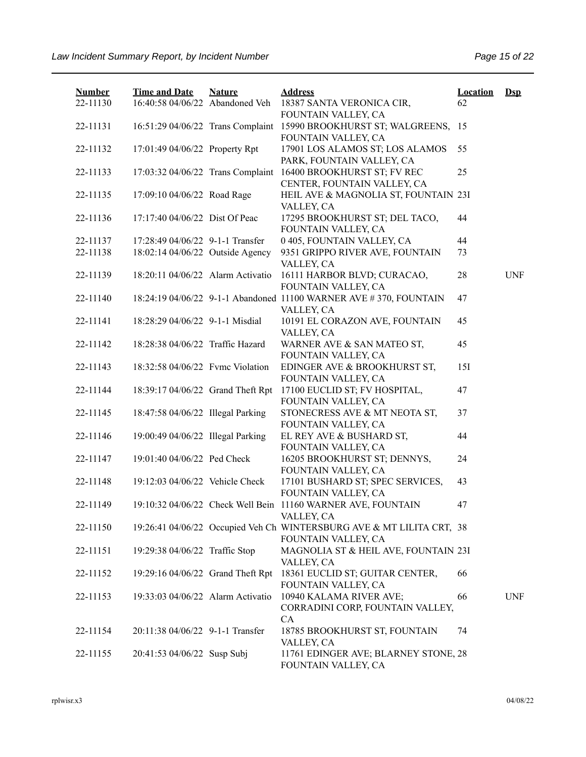| Number | Time and Date | Nature | Address | Location | Dsp |
|---|---|---|---|---|---|
| 22-11130 | 16:40:58 04/06/22 | Abandoned Veh | 18387 SANTA VERONICA CIR, FOUNTAIN VALLEY, CA | 62 | |
| 22-11131 | 16:51:29 04/06/22 | Trans Complaint | 15990 BROOKHURST ST; WALGREENS, FOUNTAIN VALLEY, CA | 15 | |
| 22-11132 | 17:01:49 04/06/22 | Property Rpt | 17901 LOS ALAMOS ST; LOS ALAMOS PARK, FOUNTAIN VALLEY, CA | 55 | |
| 22-11133 | 17:03:32 04/06/22 | Trans Complaint | 16400 BROOKHURST ST; FV REC CENTER, FOUNTAIN VALLEY, CA | 25 | |
| 22-11135 | 17:09:10 04/06/22 | Road Rage | HEIL AVE & MAGNOLIA ST, FOUNTAIN VALLEY, CA | 23I | |
| 22-11136 | 17:17:40 04/06/22 | Dist Of Peac | 17295 BROOKHURST ST; DEL TACO, FOUNTAIN VALLEY, CA | 44 | |
| 22-11137 | 17:28:49 04/06/22 | 9-1-1 Transfer | 0 405, FOUNTAIN VALLEY, CA | 44 | |
| 22-11138 | 18:02:14 04/06/22 | Outside Agency | 9351 GRIPPO RIVER AVE, FOUNTAIN VALLEY, CA | 73 | |
| 22-11139 | 18:20:11 04/06/22 | Alarm Activatio | 16111 HARBOR BLVD; CURACAO, FOUNTAIN VALLEY, CA | 28 | UNF |
| 22-11140 | 18:24:19 04/06/22 | 9-1-1 Abandoned | 11100 WARNER AVE # 370, FOUNTAIN VALLEY, CA | 47 | |
| 22-11141 | 18:28:29 04/06/22 | 9-1-1 Misdial | 10191 EL CORAZON AVE, FOUNTAIN VALLEY, CA | 45 | |
| 22-11142 | 18:28:38 04/06/22 | Traffic Hazard | WARNER AVE & SAN MATEO ST, FOUNTAIN VALLEY, CA | 45 | |
| 22-11143 | 18:32:58 04/06/22 | Fvmc Violation | EDINGER AVE & BROOKHURST ST, FOUNTAIN VALLEY, CA | 15I | |
| 22-11144 | 18:39:17 04/06/22 | Grand Theft Rpt | 17100 EUCLID ST; FV HOSPITAL, FOUNTAIN VALLEY, CA | 47 | |
| 22-11145 | 18:47:58 04/06/22 | Illegal Parking | STONECRESS AVE & MT NEOTA ST, FOUNTAIN VALLEY, CA | 37 | |
| 22-11146 | 19:00:49 04/06/22 | Illegal Parking | EL REY AVE & BUSHARD ST, FOUNTAIN VALLEY, CA | 44 | |
| 22-11147 | 19:01:40 04/06/22 | Ped Check | 16205 BROOKHURST ST; DENNYS, FOUNTAIN VALLEY, CA | 24 | |
| 22-11148 | 19:12:03 04/06/22 | Vehicle Check | 17101 BUSHARD ST; SPEC SERVICES, FOUNTAIN VALLEY, CA | 43 | |
| 22-11149 | 19:10:32 04/06/22 | Check Well Bein | 11160 WARNER AVE, FOUNTAIN VALLEY, CA | 47 | |
| 22-11150 | 19:26:41 04/06/22 | Occupied Veh Ch | WINTERSBURG AVE & MT LILITA CRT, FOUNTAIN VALLEY, CA | 38 | |
| 22-11151 | 19:29:38 04/06/22 | Traffic Stop | MAGNOLIA ST & HEIL AVE, FOUNTAIN VALLEY, CA | 23I | |
| 22-11152 | 19:29:16 04/06/22 | Grand Theft Rpt | 18361 EUCLID ST; GUITAR CENTER, FOUNTAIN VALLEY, CA | 66 | |
| 22-11153 | 19:33:03 04/06/22 | Alarm Activatio | 10940 KALAMA RIVER AVE; CORRADINI CORP, FOUNTAIN VALLEY, CA | 66 | UNF |
| 22-11154 | 20:11:38 04/06/22 | 9-1-1 Transfer | 18785 BROOKHURST ST, FOUNTAIN VALLEY, CA | 74 | |
| 22-11155 | 20:41:53 04/06/22 | Susp Subj | 11761 EDINGER AVE; BLARNEY STONE, FOUNTAIN VALLEY, CA | 28 | |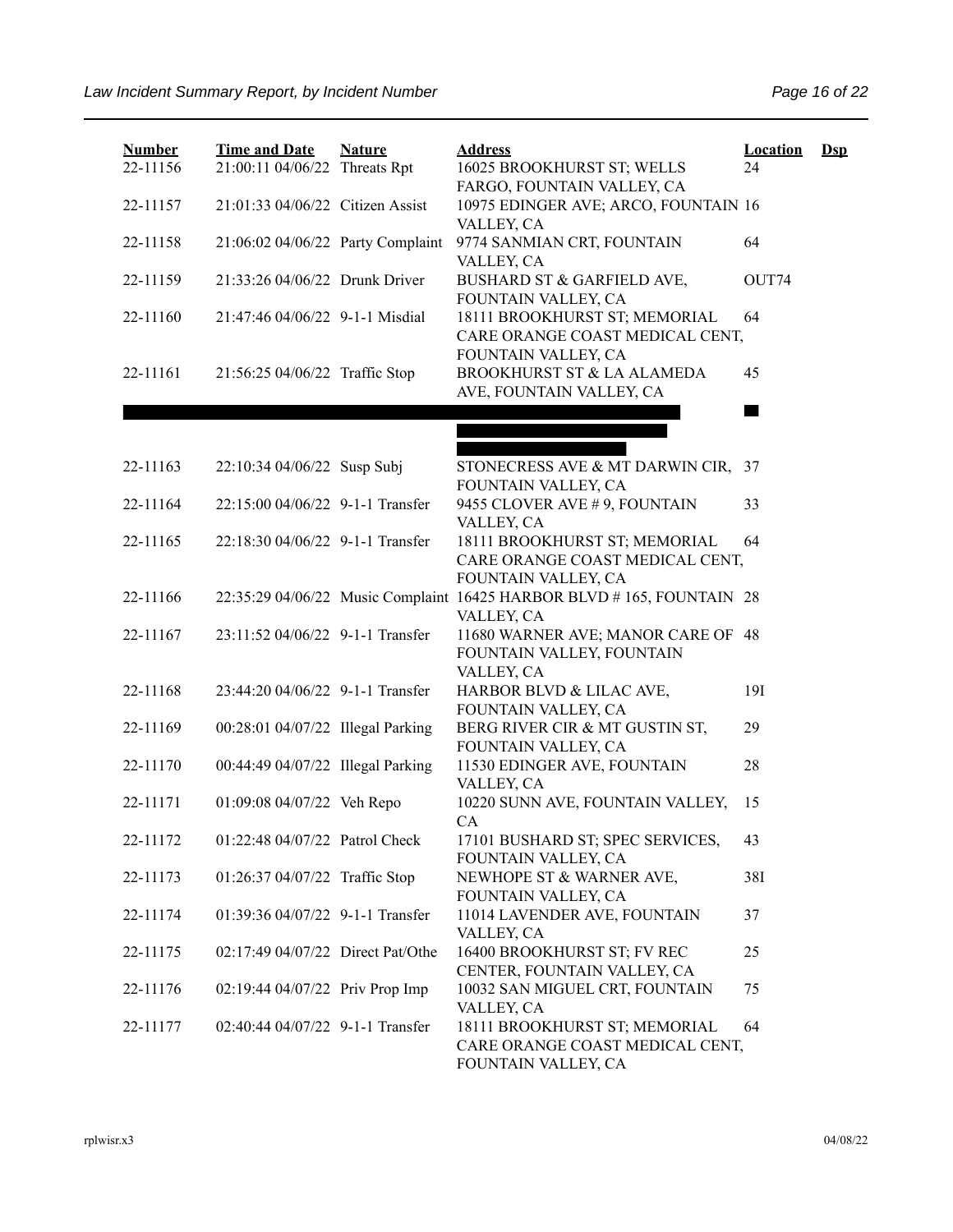| Number | Time and Date | Nature | Address | Location | Dsp |
|---|---|---|---|---|---|
| 22-11156 | 21:00:11 04/06/22 | Threats Rpt | 16025 BROOKHURST ST; WELLS FARGO, FOUNTAIN VALLEY, CA | 24 | |
| 22-11157 | 21:01:33 04/06/22 | Citizen Assist | 10975 EDINGER AVE; ARCO, FOUNTAIN VALLEY, CA | 16 | |
| 22-11158 | 21:06:02 04/06/22 | Party Complaint | 9774 SANMIAN CRT, FOUNTAIN VALLEY, CA | 64 | |
| 22-11159 | 21:33:26 04/06/22 | Drunk Driver | BUSHARD ST & GARFIELD AVE, FOUNTAIN VALLEY, CA | OUT74 | |
| 22-11160 | 21:47:46 04/06/22 | 9-1-1 Misdial | 18111 BROOKHURST ST; MEMORIAL CARE ORANGE COAST MEDICAL CENT, FOUNTAIN VALLEY, CA | 64 | |
| 22-11161 | 21:56:25 04/06/22 | Traffic Stop | BROOKHURST ST & LA ALAMEDA AVE, FOUNTAIN VALLEY, CA | 45 | |
| | | | | | |
| 22-11163 | 22:10:34 04/06/22 | Susp Subj | STONECRESS AVE & MT DARWIN CIR, FOUNTAIN VALLEY, CA | 37 | |
| 22-11164 | 22:15:00 04/06/22 | 9-1-1 Transfer | 9455 CLOVER AVE # 9, FOUNTAIN VALLEY, CA | 33 | |
| 22-11165 | 22:18:30 04/06/22 | 9-1-1 Transfer | 18111 BROOKHURST ST; MEMORIAL CARE ORANGE COAST MEDICAL CENT, FOUNTAIN VALLEY, CA | 64 | |
| 22-11166 | 22:35:29 04/06/22 | Music Complaint | 16425 HARBOR BLVD # 165, FOUNTAIN VALLEY, CA | 28 | |
| 22-11167 | 23:11:52 04/06/22 | 9-1-1 Transfer | 11680 WARNER AVE; MANOR CARE OF FOUNTAIN VALLEY, FOUNTAIN VALLEY, CA | 48 | |
| 22-11168 | 23:44:20 04/06/22 | 9-1-1 Transfer | HARBOR BLVD & LILAC AVE, FOUNTAIN VALLEY, CA | 19I | |
| 22-11169 | 00:28:01 04/07/22 | Illegal Parking | BERG RIVER CIR & MT GUSTIN ST, FOUNTAIN VALLEY, CA | 29 | |
| 22-11170 | 00:44:49 04/07/22 | Illegal Parking | 11530 EDINGER AVE, FOUNTAIN VALLEY, CA | 28 | |
| 22-11171 | 01:09:08 04/07/22 | Veh Repo | 10220 SUNN AVE, FOUNTAIN VALLEY, CA | 15 | |
| 22-11172 | 01:22:48 04/07/22 | Patrol Check | 17101 BUSHARD ST; SPEC SERVICES, FOUNTAIN VALLEY, CA | 43 | |
| 22-11173 | 01:26:37 04/07/22 | Traffic Stop | NEWHOPE ST & WARNER AVE, FOUNTAIN VALLEY, CA | 38I | |
| 22-11174 | 01:39:36 04/07/22 | 9-1-1 Transfer | 11014 LAVENDER AVE, FOUNTAIN VALLEY, CA | 37 | |
| 22-11175 | 02:17:49 04/07/22 | Direct Pat/Othe | 16400 BROOKHURST ST; FV REC CENTER, FOUNTAIN VALLEY, CA | 25 | |
| 22-11176 | 02:19:44 04/07/22 | Priv Prop Imp | 10032 SAN MIGUEL CRT, FOUNTAIN VALLEY, CA | 75 | |
| 22-11177 | 02:40:44 04/07/22 | 9-1-1 Transfer | 18111 BROOKHURST ST; MEMORIAL CARE ORANGE COAST MEDICAL CENT, FOUNTAIN VALLEY, CA | 64 | |

rplwisr.x3

04/08/22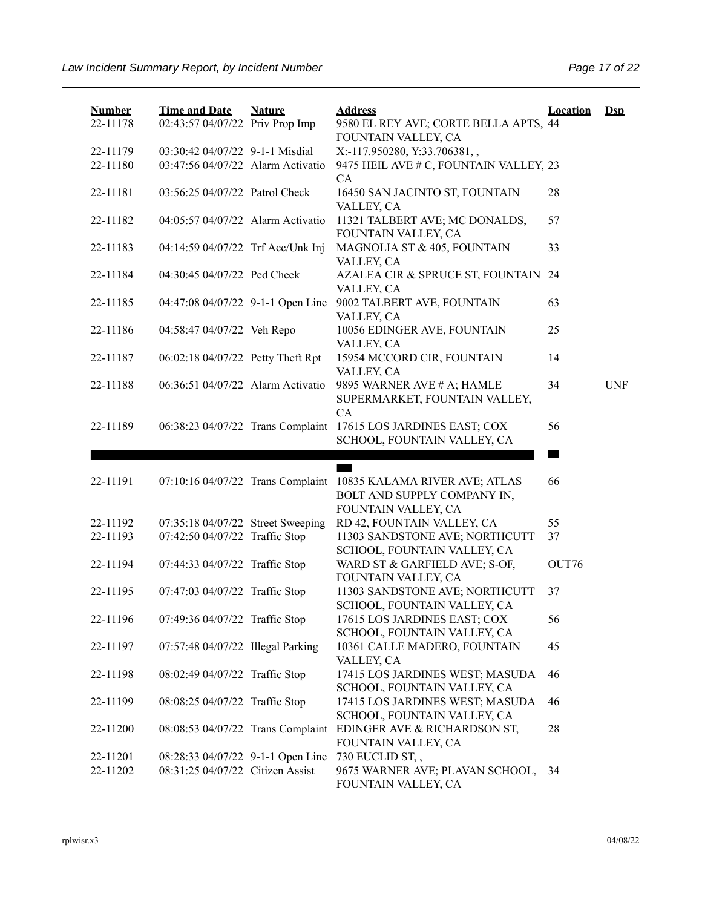| Number | Time and Date | Nature | Address | Location | Dsp |
|---|---|---|---|---|---|
| 22-11178 | 02:43:57 04/07/22 | Priv Prop Imp | 9580 EL REY AVE; CORTE BELLA APTS, FOUNTAIN VALLEY, CA | 44 | |
| 22-11179 | 03:30:42 04/07/22 | 9-1-1 Misdial | X:-117.950280, Y:33.706381, , | | |
| 22-11180 | 03:47:56 04/07/22 | Alarm Activatio | 9475 HEIL AVE # C, FOUNTAIN VALLEY, CA | 23 | |
| 22-11181 | 03:56:25 04/07/22 | Patrol Check | 16450 SAN JACINTO ST, FOUNTAIN VALLEY, CA | 28 | |
| 22-11182 | 04:05:57 04/07/22 | Alarm Activatio | 11321 TALBERT AVE; MC DONALDS, FOUNTAIN VALLEY, CA | 57 | |
| 22-11183 | 04:14:59 04/07/22 | Trf Acc/Unk Inj | MAGNOLIA ST & 405, FOUNTAIN VALLEY, CA | 33 | |
| 22-11184 | 04:30:45 04/07/22 | Ped Check | AZALEA CIR & SPRUCE ST, FOUNTAIN VALLEY, CA | 24 | |
| 22-11185 | 04:47:08 04/07/22 | 9-1-1 Open Line | 9002 TALBERT AVE, FOUNTAIN VALLEY, CA | 63 | |
| 22-11186 | 04:58:47 04/07/22 | Veh Repo | 10056 EDINGER AVE, FOUNTAIN VALLEY, CA | 25 | |
| 22-11187 | 06:02:18 04/07/22 | Petty Theft Rpt | 15954 MCCORD CIR, FOUNTAIN VALLEY, CA | 14 | |
| 22-11188 | 06:36:51 04/07/22 | Alarm Activatio | 9895 WARNER AVE # A; HAMLE SUPERMARKET, FOUNTAIN VALLEY, CA | 34 | UNF |
| 22-11189 | 06:38:23 04/07/22 | Trans Complaint | 17615 LOS JARDINES EAST; COX SCHOOL, FOUNTAIN VALLEY, CA | 56 | |
| 22-11191 | 07:10:16 04/07/22 | Trans Complaint | 10835 KALAMA RIVER AVE; ATLAS BOLT AND SUPPLY COMPANY IN, FOUNTAIN VALLEY, CA | 66 | |
| 22-11192 | 07:35:18 04/07/22 | Street Sweeping | RD 42, FOUNTAIN VALLEY, CA | 55 | |
| 22-11193 | 07:42:50 04/07/22 | Traffic Stop | 11303 SANDSTONE AVE; NORTHCUTT SCHOOL, FOUNTAIN VALLEY, CA | 37 | |
| 22-11194 | 07:44:33 04/07/22 | Traffic Stop | WARD ST & GARFIELD AVE; S-OF, FOUNTAIN VALLEY, CA | OUT76 | |
| 22-11195 | 07:47:03 04/07/22 | Traffic Stop | 11303 SANDSTONE AVE; NORTHCUTT SCHOOL, FOUNTAIN VALLEY, CA | 37 | |
| 22-11196 | 07:49:36 04/07/22 | Traffic Stop | 17615 LOS JARDINES EAST; COX SCHOOL, FOUNTAIN VALLEY, CA | 56 | |
| 22-11197 | 07:57:48 04/07/22 | Illegal Parking | 10361 CALLE MADERO, FOUNTAIN VALLEY, CA | 45 | |
| 22-11198 | 08:02:49 04/07/22 | Traffic Stop | 17415 LOS JARDINES WEST; MASUDA SCHOOL, FOUNTAIN VALLEY, CA | 46 | |
| 22-11199 | 08:08:25 04/07/22 | Traffic Stop | 17415 LOS JARDINES WEST; MASUDA SCHOOL, FOUNTAIN VALLEY, CA | 46 | |
| 22-11200 | 08:08:53 04/07/22 | Trans Complaint | EDINGER AVE & RICHARDSON ST, FOUNTAIN VALLEY, CA | 28 | |
| 22-11201 | 08:28:33 04/07/22 | 9-1-1 Open Line | 730 EUCLID ST, , | | |
| 22-11202 | 08:31:25 04/07/22 | Citizen Assist | 9675 WARNER AVE; PLAVAN SCHOOL, FOUNTAIN VALLEY, CA | 34 | |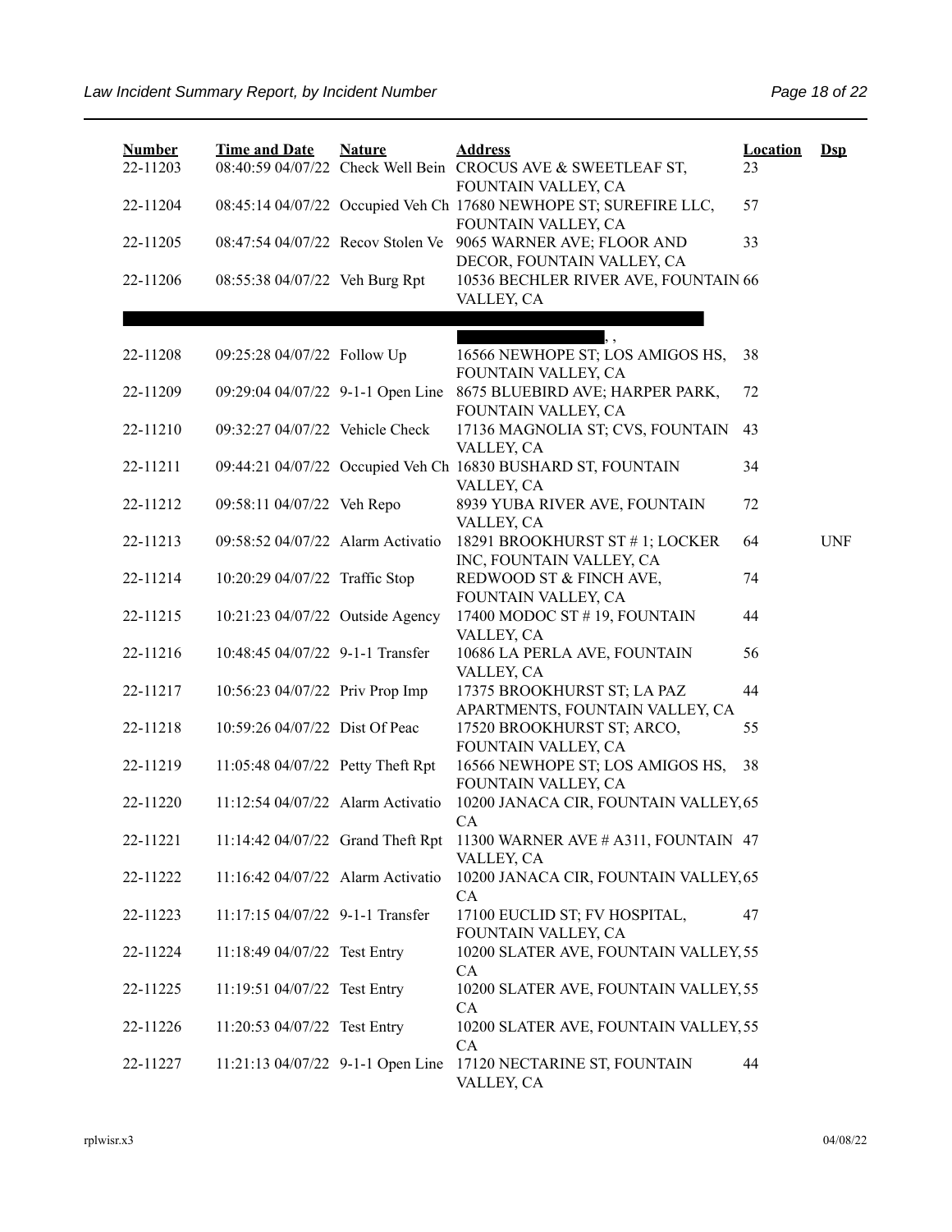| Number | Time and Date | Nature | Address | Location | Dsp |
|---|---|---|---|---|---|
| 22-11203 | 08:40:59 04/07/22 | Check Well Bein | CROCUS AVE & SWEETLEAF ST, FOUNTAIN VALLEY, CA | 23 | |
| 22-11204 | 08:45:14 04/07/22 | Occupied Veh Ch | 17680 NEWHOPE ST; SUREFIRE LLC, FOUNTAIN VALLEY, CA | 57 | |
| 22-11205 | 08:47:54 04/07/22 | Recov Stolen Ve | 9065 WARNER AVE; FLOOR AND DECOR, FOUNTAIN VALLEY, CA | 33 | |
| 22-11206 | 08:55:38 04/07/22 | Veh Burg Rpt | 10536 BECHLER RIVER AVE, FOUNTAIN VALLEY, CA | 66 | |
| | | | , , | | |
| 22-11208 | 09:25:28 04/07/22 | Follow Up | 16566 NEWHOPE ST; LOS AMIGOS HS, FOUNTAIN VALLEY, CA | 38 | |
| 22-11209 | 09:29:04 04/07/22 | 9-1-1 Open Line | 8675 BLUEBIRD AVE; HARPER PARK, FOUNTAIN VALLEY, CA | 72 | |
| 22-11210 | 09:32:27 04/07/22 | Vehicle Check | 17136 MAGNOLIA ST; CVS, FOUNTAIN VALLEY, CA | 43 | |
| 22-11211 | 09:44:21 04/07/22 | Occupied Veh Ch | 16830 BUSHARD ST, FOUNTAIN VALLEY, CA | 34 | |
| 22-11212 | 09:58:11 04/07/22 | Veh Repo | 8939 YUBA RIVER AVE, FOUNTAIN VALLEY, CA | 72 | |
| 22-11213 | 09:58:52 04/07/22 | Alarm Activatio | 18291 BROOKHURST ST # 1; LOCKER INC, FOUNTAIN VALLEY, CA | 64 | UNF |
| 22-11214 | 10:20:29 04/07/22 | Traffic Stop | REDWOOD ST & FINCH AVE, FOUNTAIN VALLEY, CA | 74 | |
| 22-11215 | 10:21:23 04/07/22 | Outside Agency | 17400 MODOC ST # 19, FOUNTAIN VALLEY, CA | 44 | |
| 22-11216 | 10:48:45 04/07/22 | 9-1-1 Transfer | 10686 LA PERLA AVE, FOUNTAIN VALLEY, CA | 56 | |
| 22-11217 | 10:56:23 04/07/22 | Priv Prop Imp | 17375 BROOKHURST ST; LA PAZ APARTMENTS, FOUNTAIN VALLEY, CA | 44 | |
| 22-11218 | 10:59:26 04/07/22 | Dist Of Peac | 17520 BROOKHURST ST; ARCO, FOUNTAIN VALLEY, CA | 55 | |
| 22-11219 | 11:05:48 04/07/22 | Petty Theft Rpt | 16566 NEWHOPE ST; LOS AMIGOS HS, FOUNTAIN VALLEY, CA | 38 | |
| 22-11220 | 11:12:54 04/07/22 | Alarm Activatio | 10200 JANACA CIR, FOUNTAIN VALLEY, CA | 65 | |
| 22-11221 | 11:14:42 04/07/22 | Grand Theft Rpt | 11300 WARNER AVE # A311, FOUNTAIN VALLEY, CA | 47 | |
| 22-11222 | 11:16:42 04/07/22 | Alarm Activatio | 10200 JANACA CIR, FOUNTAIN VALLEY, CA | 65 | |
| 22-11223 | 11:17:15 04/07/22 | 9-1-1 Transfer | 17100 EUCLID ST; FV HOSPITAL, FOUNTAIN VALLEY, CA | 47 | |
| 22-11224 | 11:18:49 04/07/22 | Test Entry | 10200 SLATER AVE, FOUNTAIN VALLEY, CA | 55 | |
| 22-11225 | 11:19:51 04/07/22 | Test Entry | 10200 SLATER AVE, FOUNTAIN VALLEY, CA | 55 | |
| 22-11226 | 11:20:53 04/07/22 | Test Entry | 10200 SLATER AVE, FOUNTAIN VALLEY, CA | 55 | |
| 22-11227 | 11:21:13 04/07/22 | 9-1-1 Open Line | 17120 NECTARINE ST, FOUNTAIN VALLEY, CA | 44 | |

rplwisr.x3 04/08/22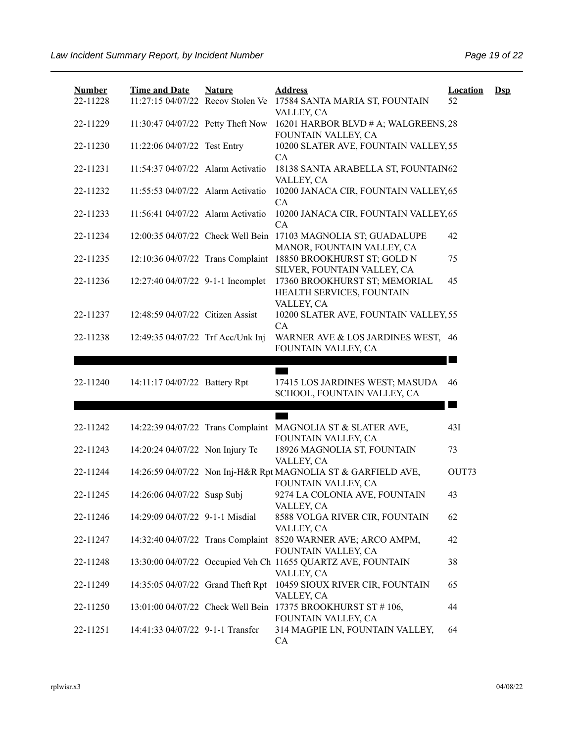| Number | Time and Date | Nature | Address | Location | Dsp |
|---|---|---|---|---|---|
| 22-11228 | 11:27:15 04/07/22 | Recov Stolen Ve | 17584 SANTA MARIA ST, FOUNTAIN VALLEY, CA | 52 | |
| 22-11229 | 11:30:47 04/07/22 | Petty Theft Now | 16201 HARBOR BLVD # A; WALGREENS, FOUNTAIN VALLEY, CA | 28 | |
| 22-11230 | 11:22:06 04/07/22 | Test Entry | 10200 SLATER AVE, FOUNTAIN VALLEY, CA | 55 | |
| 22-11231 | 11:54:37 04/07/22 | Alarm Activatio | 18138 SANTA ARABELLA ST, FOUNTAIN VALLEY, CA | 62 | |
| 22-11232 | 11:55:53 04/07/22 | Alarm Activatio | 10200 JANACA CIR, FOUNTAIN VALLEY, CA | 65 | |
| 22-11233 | 11:56:41 04/07/22 | Alarm Activatio | 10200 JANACA CIR, FOUNTAIN VALLEY, CA | 65 | |
| 22-11234 | 12:00:35 04/07/22 | Check Well Bein | 17103 MAGNOLIA ST; GUADALUPE MANOR, FOUNTAIN VALLEY, CA | 42 | |
| 22-11235 | 12:10:36 04/07/22 | Trans Complaint | 18850 BROOKHURST ST; GOLD N SILVER, FOUNTAIN VALLEY, CA | 75 | |
| 22-11236 | 12:27:40 04/07/22 | 9-1-1 Incomplet | 17360 BROOKHURST ST; MEMORIAL HEALTH SERVICES, FOUNTAIN VALLEY, CA | 45 | |
| 22-11237 | 12:48:59 04/07/22 | Citizen Assist | 10200 SLATER AVE, FOUNTAIN VALLEY, CA | 55 | |
| 22-11238 | 12:49:35 04/07/22 | Trf Acc/Unk Inj | WARNER AVE & LOS JARDINES WEST, FOUNTAIN VALLEY, CA | 46 | |
| 22-11240 | 14:11:17 04/07/22 | Battery Rpt | 17415 LOS JARDINES WEST; MASUDA SCHOOL, FOUNTAIN VALLEY, CA | 46 | |
| 22-11242 | 14:22:39 04/07/22 | Trans Complaint | MAGNOLIA ST & SLATER AVE, FOUNTAIN VALLEY, CA | 43I | |
| 22-11243 | 14:20:24 04/07/22 | Non Injury Tc | 18926 MAGNOLIA ST, FOUNTAIN VALLEY, CA | 73 | |
| 22-11244 | 14:26:59 04/07/22 | Non Inj-H&R Rpt | MAGNOLIA ST & GARFIELD AVE, FOUNTAIN VALLEY, CA | OUT73 | |
| 22-11245 | 14:26:06 04/07/22 | Susp Subj | 9274 LA COLONIA AVE, FOUNTAIN VALLEY, CA | 43 | |
| 22-11246 | 14:29:09 04/07/22 | 9-1-1 Misdial | 8588 VOLGA RIVER CIR, FOUNTAIN VALLEY, CA | 62 | |
| 22-11247 | 14:32:40 04/07/22 | Trans Complaint | 8520 WARNER AVE; ARCO AMPM, FOUNTAIN VALLEY, CA | 42 | |
| 22-11248 | 13:30:00 04/07/22 | Occupied Veh Ch | 11655 QUARTZ AVE, FOUNTAIN VALLEY, CA | 38 | |
| 22-11249 | 14:35:05 04/07/22 | Grand Theft Rpt | 10459 SIOUX RIVER CIR, FOUNTAIN VALLEY, CA | 65 | |
| 22-11250 | 13:01:00 04/07/22 | Check Well Bein | 17375 BROOKHURST ST # 106, FOUNTAIN VALLEY, CA | 44 | |
| 22-11251 | 14:41:33 04/07/22 | 9-1-1 Transfer | 314 MAGPIE LN, FOUNTAIN VALLEY, CA | 64 | |

rplwisr.x3 04/08/22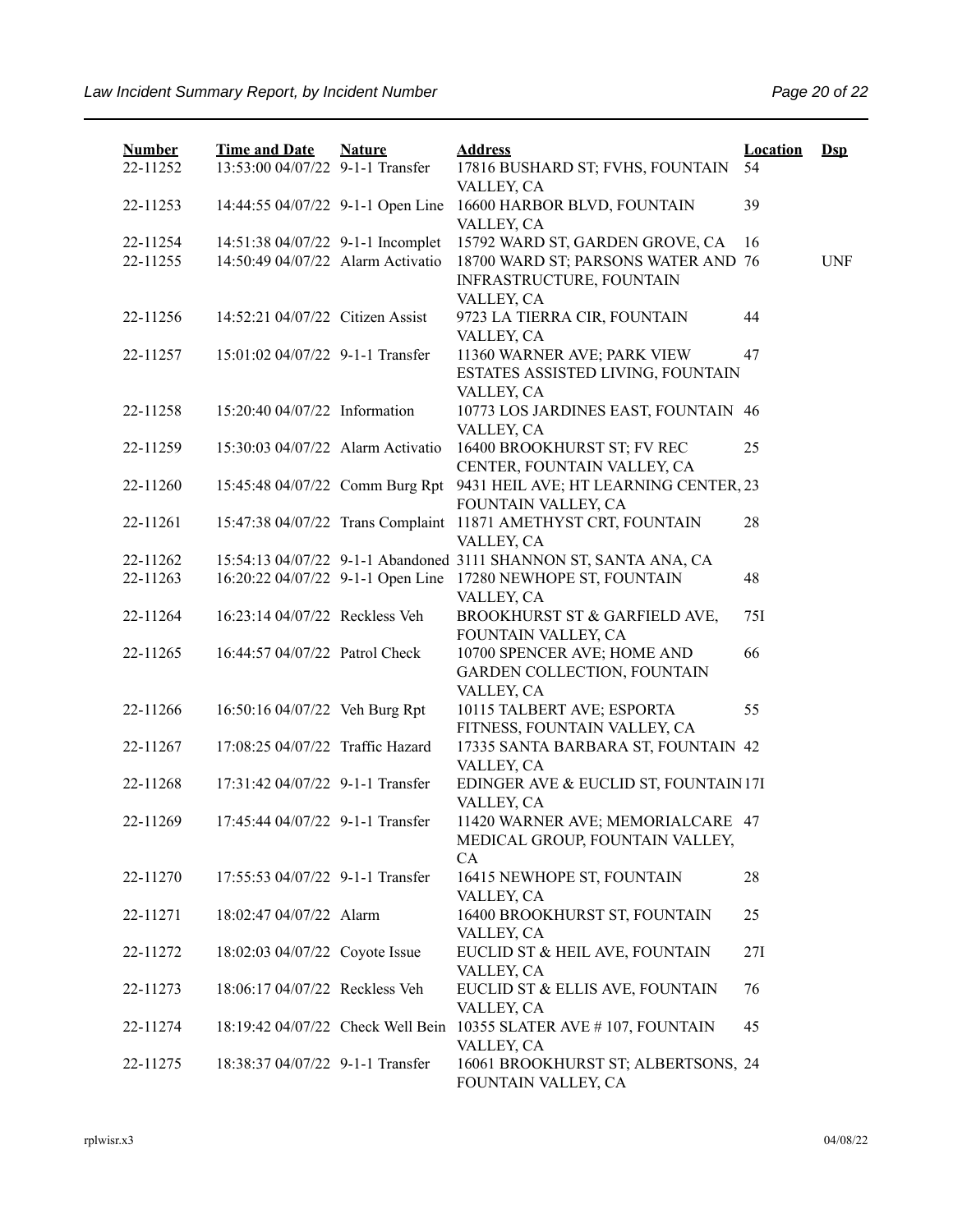| Number | Time and Date | Nature | Address | Location | Dsp |
|---|---|---|---|---|---|
| 22-11252 | 13:53:00 04/07/22 | 9-1-1 Transfer | 17816 BUSHARD ST; FVHS, FOUNTAIN VALLEY, CA | 54 | |
| 22-11253 | 14:44:55 04/07/22 | 9-1-1 Open Line | 16600 HARBOR BLVD, FOUNTAIN VALLEY, CA | 39 | |
| 22-11254 | 14:51:38 04/07/22 | 9-1-1 Incomplet | 15792 WARD ST, GARDEN GROVE, CA | 16 | |
| 22-11255 | 14:50:49 04/07/22 | Alarm Activatio | 18700 WARD ST; PARSONS WATER AND INFRASTRUCTURE, FOUNTAIN VALLEY, CA | 76 | UNF |
| 22-11256 | 14:52:21 04/07/22 | Citizen Assist | 9723 LA TIERRA CIR, FOUNTAIN VALLEY, CA | 44 | |
| 22-11257 | 15:01:02 04/07/22 | 9-1-1 Transfer | 11360 WARNER AVE; PARK VIEW ESTATES ASSISTED LIVING, FOUNTAIN VALLEY, CA | 47 | |
| 22-11258 | 15:20:40 04/07/22 | Information | 10773 LOS JARDINES EAST, FOUNTAIN VALLEY, CA | 46 | |
| 22-11259 | 15:30:03 04/07/22 | Alarm Activatio | 16400 BROOKHURST ST; FV REC CENTER, FOUNTAIN VALLEY, CA | 25 | |
| 22-11260 | 15:45:48 04/07/22 | Comm Burg Rpt | 9431 HEIL AVE; HT LEARNING CENTER, FOUNTAIN VALLEY, CA | 23 | |
| 22-11261 | 15:47:38 04/07/22 | Trans Complaint | 11871 AMETHYST CRT, FOUNTAIN VALLEY, CA | 28 | |
| 22-11262 | 15:54:13 04/07/22 | 9-1-1 Abandoned | 3111 SHANNON ST, SANTA ANA, CA | | |
| 22-11263 | 16:20:22 04/07/22 | 9-1-1 Open Line | 17280 NEWHOPE ST, FOUNTAIN VALLEY, CA | 48 | |
| 22-11264 | 16:23:14 04/07/22 | Reckless Veh | BROOKHURST ST & GARFIELD AVE, FOUNTAIN VALLEY, CA | 75I | |
| 22-11265 | 16:44:57 04/07/22 | Patrol Check | 10700 SPENCER AVE; HOME AND GARDEN COLLECTION, FOUNTAIN VALLEY, CA | 66 | |
| 22-11266 | 16:50:16 04/07/22 | Veh Burg Rpt | 10115 TALBERT AVE; ESPORTA FITNESS, FOUNTAIN VALLEY, CA | 55 | |
| 22-11267 | 17:08:25 04/07/22 | Traffic Hazard | 17335 SANTA BARBARA ST, FOUNTAIN VALLEY, CA | 42 | |
| 22-11268 | 17:31:42 04/07/22 | 9-1-1 Transfer | EDINGER AVE & EUCLID ST, FOUNTAIN VALLEY, CA | 17I | |
| 22-11269 | 17:45:44 04/07/22 | 9-1-1 Transfer | 11420 WARNER AVE; MEMORIALCARE MEDICAL GROUP, FOUNTAIN VALLEY, CA | 47 | |
| 22-11270 | 17:55:53 04/07/22 | 9-1-1 Transfer | 16415 NEWHOPE ST, FOUNTAIN VALLEY, CA | 28 | |
| 22-11271 | 18:02:47 04/07/22 | Alarm | 16400 BROOKHURST ST, FOUNTAIN VALLEY, CA | 25 | |
| 22-11272 | 18:02:03 04/07/22 | Coyote Issue | EUCLID ST & HEIL AVE, FOUNTAIN VALLEY, CA | 27I | |
| 22-11273 | 18:06:17 04/07/22 | Reckless Veh | EUCLID ST & ELLIS AVE, FOUNTAIN VALLEY, CA | 76 | |
| 22-11274 | 18:19:42 04/07/22 | Check Well Bein | 10355 SLATER AVE # 107, FOUNTAIN VALLEY, CA | 45 | |
| 22-11275 | 18:38:37 04/07/22 | 9-1-1 Transfer | 16061 BROOKHURST ST; ALBERTSONS, FOUNTAIN VALLEY, CA | 24 | |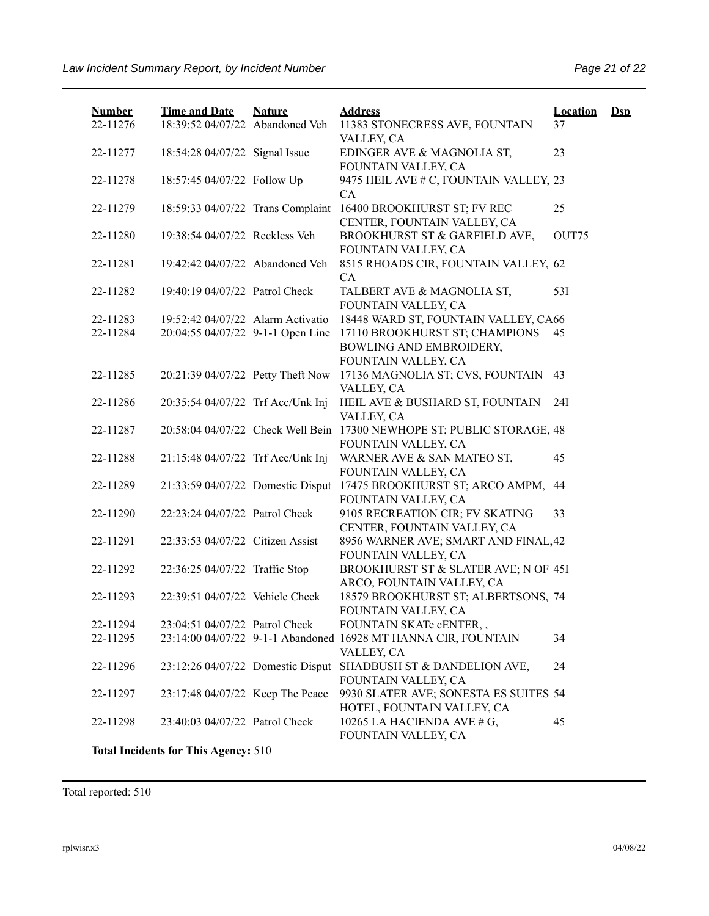| Number | Time and Date | Nature | Address | Location | Dsp |
|---|---|---|---|---|---|
| 22-11276 | 18:39:52 04/07/22 | Abandoned Veh | 11383 STONECRESS AVE, FOUNTAIN VALLEY, CA | 37 | |
| 22-11277 | 18:54:28 04/07/22 | Signal Issue | EDINGER AVE & MAGNOLIA ST, FOUNTAIN VALLEY, CA | 23 | |
| 22-11278 | 18:57:45 04/07/22 | Follow Up | 9475 HEIL AVE # C, FOUNTAIN VALLEY, CA | 23 | |
| 22-11279 | 18:59:33 04/07/22 | Trans Complaint | 16400 BROOKHURST ST; FV REC CENTER, FOUNTAIN VALLEY, CA | 25 | |
| 22-11280 | 19:38:54 04/07/22 | Reckless Veh | BROOKHURST ST & GARFIELD AVE, FOUNTAIN VALLEY, CA | OUT75 | |
| 22-11281 | 19:42:42 04/07/22 | Abandoned Veh | 8515 RHOADS CIR, FOUNTAIN VALLEY, CA | 62 | |
| 22-11282 | 19:40:19 04/07/22 | Patrol Check | TALBERT AVE & MAGNOLIA ST, FOUNTAIN VALLEY, CA | 53I | |
| 22-11283 | 19:52:42 04/07/22 | Alarm Activatio | 18448 WARD ST, FOUNTAIN VALLEY, CA | 66 | |
| 22-11284 | 20:04:55 04/07/22 | 9-1-1 Open Line | 17110 BROOKHURST ST; CHAMPIONS BOWLING AND EMBROIDERY, FOUNTAIN VALLEY, CA | 45 | |
| 22-11285 | 20:21:39 04/07/22 | Petty Theft Now | 17136 MAGNOLIA ST; CVS, FOUNTAIN VALLEY, CA | 43 | |
| 22-11286 | 20:35:54 04/07/22 | Trf Acc/Unk Inj | HEIL AVE & BUSHARD ST, FOUNTAIN VALLEY, CA | 24I | |
| 22-11287 | 20:58:04 04/07/22 | Check Well Bein | 17300 NEWHOPE ST; PUBLIC STORAGE, FOUNTAIN VALLEY, CA | 48 | |
| 22-11288 | 21:15:48 04/07/22 | Trf Acc/Unk Inj | WARNER AVE & SAN MATEO ST, FOUNTAIN VALLEY, CA | 45 | |
| 22-11289 | 21:33:59 04/07/22 | Domestic Disput | 17475 BROOKHURST ST; ARCO AMPM, FOUNTAIN VALLEY, CA | 44 | |
| 22-11290 | 22:23:24 04/07/22 | Patrol Check | 9105 RECREATION CIR; FV SKATING CENTER, FOUNTAIN VALLEY, CA | 33 | |
| 22-11291 | 22:33:53 04/07/22 | Citizen Assist | 8956 WARNER AVE; SMART AND FINAL, FOUNTAIN VALLEY, CA | 42 | |
| 22-11292 | 22:36:25 04/07/22 | Traffic Stop | BROOKHURST ST & SLATER AVE; N OF ARCO, FOUNTAIN VALLEY, CA | 45I | |
| 22-11293 | 22:39:51 04/07/22 | Vehicle Check | 18579 BROOKHURST ST; ALBERTSONS, FOUNTAIN VALLEY, CA | 74 | |
| 22-11294 | 23:04:51 04/07/22 | Patrol Check | FOUNTAIN SKATe cENTER, , | | |
| 22-11295 | 23:14:00 04/07/22 | 9-1-1 Abandoned | 16928 MT HANNA CIR, FOUNTAIN VALLEY, CA | 34 | |
| 22-11296 | 23:12:26 04/07/22 | Domestic Disput | SHADBUSH ST & DANDELION AVE, FOUNTAIN VALLEY, CA | 24 | |
| 22-11297 | 23:17:48 04/07/22 | Keep The Peace | 9930 SLATER AVE; SONESTA ES SUITES HOTEL, FOUNTAIN VALLEY, CA | 54 | |
| 22-11298 | 23:40:03 04/07/22 | Patrol Check | 10265 LA HACIENDA AVE # G, FOUNTAIN VALLEY, CA | 45 | |

**Total Incidents for This Agency:** 510

Total reported: 510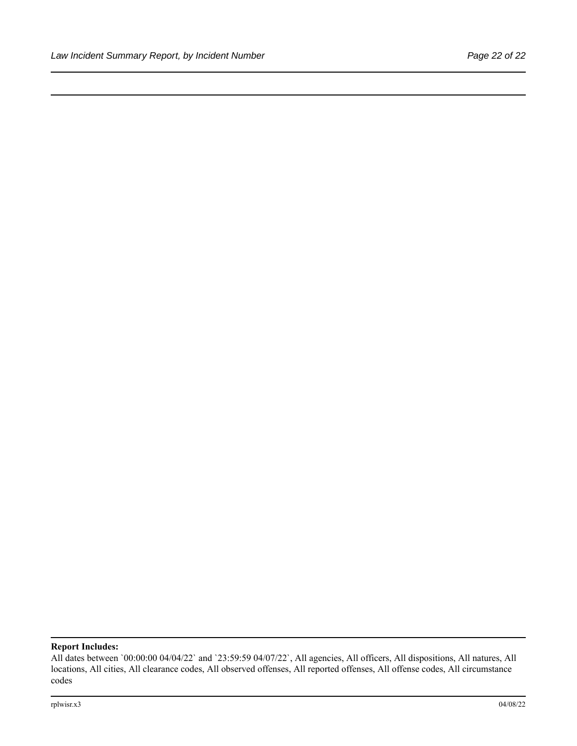**Report Includes:**

All dates between `00:00:00 04/04/22` and `23:59:59 04/07/22`, All agencies, All officers, All dispositions, All natures, All locations, All cities, All clearance codes, All observed offenses, All reported offenses, All offense codes, All circumstance codes

rplwisr.x3 04/08/22